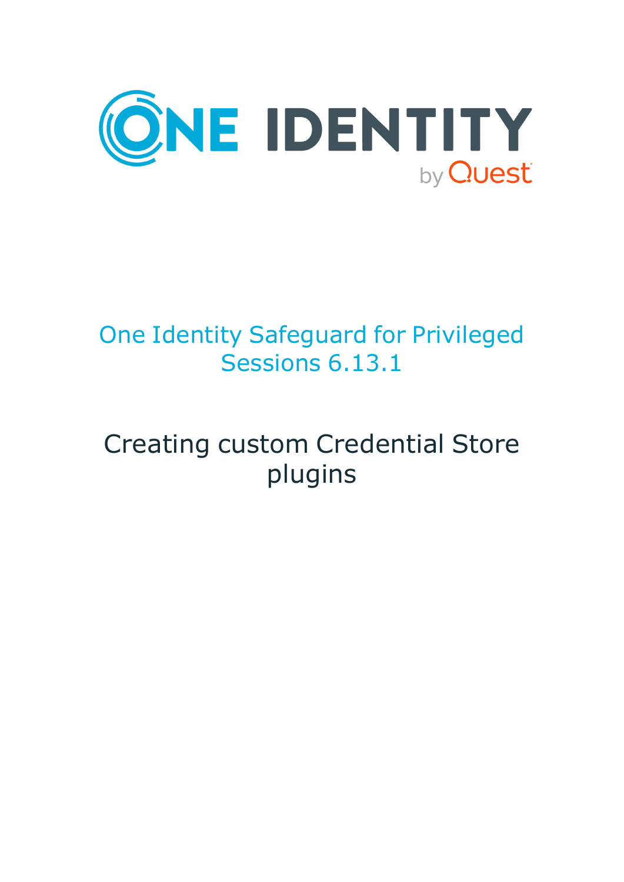# One Identity Safeguard for Privileged Sessions 6.13.1

## Creating custom Credential Store plugins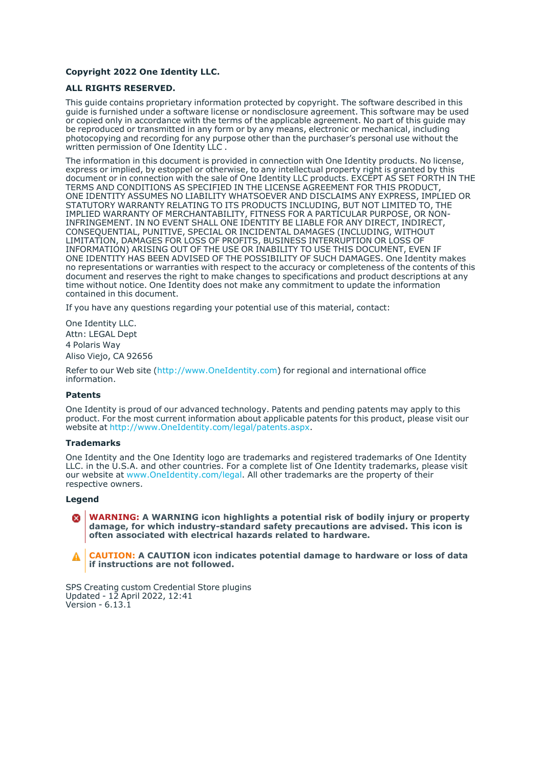**Copyright 2022 One Identity LLC.**

**ALL RIGHTS RESERVED.**

This guide contains proprietary information protected by copyright. The software described in this guide is furnished under a software license or nondisclosure agreement. This software may be used or copied only in accordance with the terms of the applicable agreement. No part of this guide may be reproduced or transmitted in any form or by any means, electronic or mechanical, including photocopying and recording for any purpose other than the purchaser's personal use without the written permission of One Identity LLC .

The information in this document is provided in connection with One Identity products. No license, express or implied, by estoppel or otherwise, to any intellectual property right is granted by this document or in connection with the sale of One Identity LLC products. EXCEPT AS SET FORTH IN THE TERMS AND CONDITIONS AS SPECIFIED IN THE LICENSE AGREEMENT FOR THIS PRODUCT, ONE IDENTITY ASSUMES NO LIABILITY WHATSOEVER AND DISCLAIMS ANY EXPRESS, IMPLIED OR STATUTORY WARRANTY RELATING TO ITS PRODUCTS INCLUDING, BUT NOT LIMITED TO, THE IMPLIED WARRANTY OF MERCHANTABILITY, FITNESS FOR A PARTICULAR PURPOSE, OR NON-INFRINGEMENT. IN NO EVENT SHALL ONE IDENTITY BE LIABLE FOR ANY DIRECT, INDIRECT, CONSEQUENTIAL, PUNITIVE, SPECIAL OR INCIDENTAL DAMAGES (INCLUDING, WITHOUT LIMITATION, DAMAGES FOR LOSS OF PROFITS, BUSINESS INTERRUPTION OR LOSS OF INFORMATION) ARISING OUT OF THE USE OR INABILITY TO USE THIS DOCUMENT, EVEN IF ONE IDENTITY HAS BEEN ADVISED OF THE POSSIBILITY OF SUCH DAMAGES. One Identity makes no representations or warranties with respect to the accuracy or completeness of the contents of this document and reserves the right to make changes to specifications and product descriptions at any time without notice. One Identity does not make any commitment to update the information contained in this document.

If you have any questions regarding your potential use of this material, contact:

One Identity LLC.
Attn: LEGAL Dept
4 Polaris Way
Aliso Viejo, CA 92656

Refer to our Web site (http://www.OneIdentity.com) for regional and international office information.

**Patents**

One Identity is proud of our advanced technology. Patents and pending patents may apply to this product. For the most current information about applicable patents for this product, please visit our website at http://www.OneIdentity.com/legal/patents.aspx.

**Trademarks**

One Identity and the One Identity logo are trademarks and registered trademarks of One Identity LLC. in the U.S.A. and other countries. For a complete list of One Identity trademarks, please visit our website at www.OneIdentity.com/legal. All other trademarks are the property of their respective owners.

**Legend**

**WARNING: A WARNING icon highlights a potential risk of bodily injury or property damage, for which industry-standard safety precautions are advised. This icon is often associated with electrical hazards related to hardware.**

**CAUTION: A CAUTION icon indicates potential damage to hardware or loss of data if instructions are not followed.**

SPS Creating custom Credential Store plugins
Updated - 12 April 2022, 12:41
Version - 6.13.1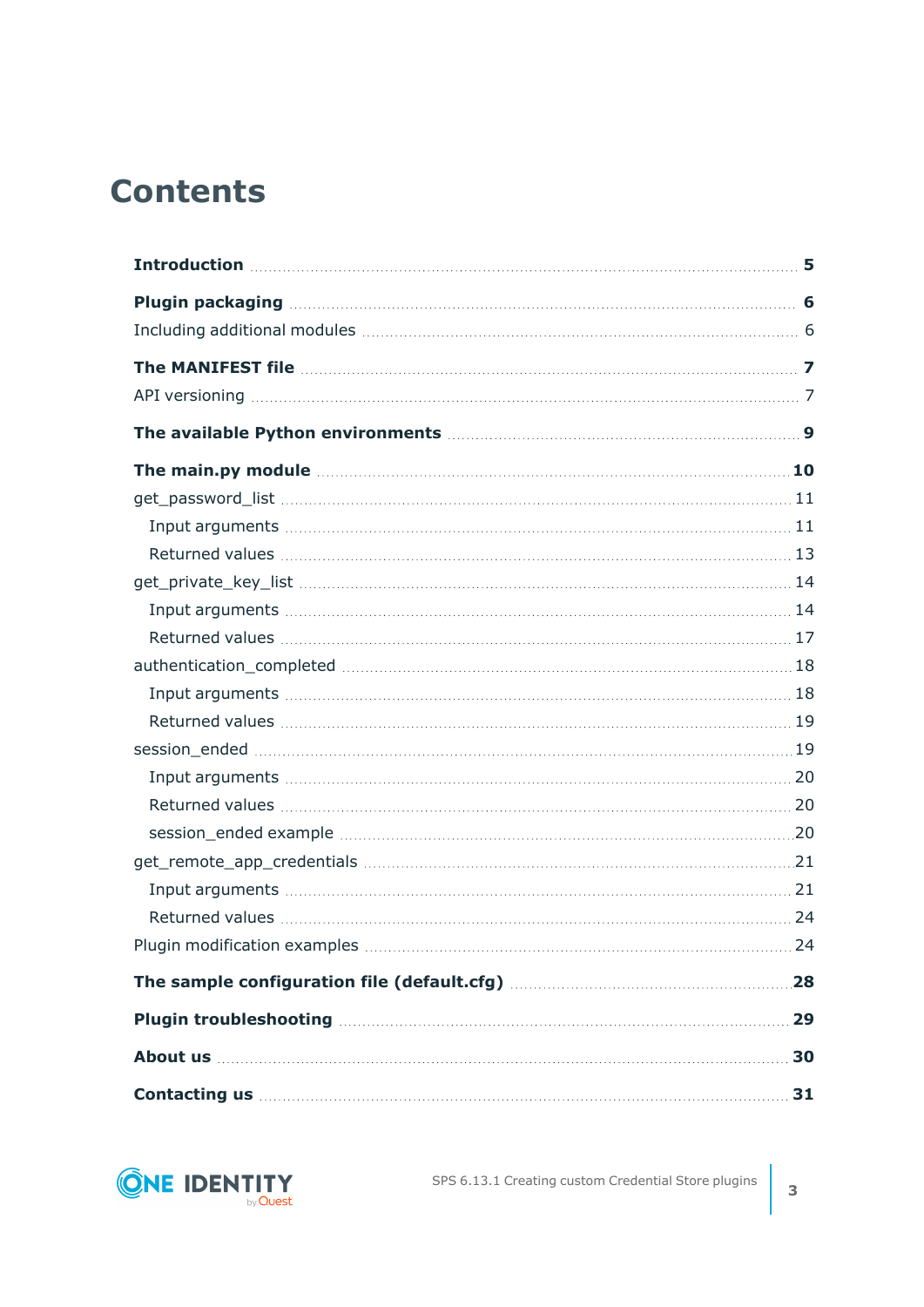# Contents

**Introduction** 5

**Plugin packaging** 6

Including additional modules 6

**The MANIFEST file** 7

API versioning 7

**The available Python environments** 9

**The main.py module** 10

get_password_list 11

- Input arguments 11
- Returned values 13

get_private_key_list 14

- Input arguments 14
- Returned values 17

authentication_completed 18

- Input arguments 18
- Returned values 19

session_ended 19

- Input arguments 20
- Returned values 20
- session_ended example 20

get_remote_app_credentials 21

- Input arguments 21
- Returned values 24

Plugin modification examples 24

**The sample configuration file (default.cfg)** 28

**Plugin troubleshooting** 29

**About us** 30

**Contacting us** 31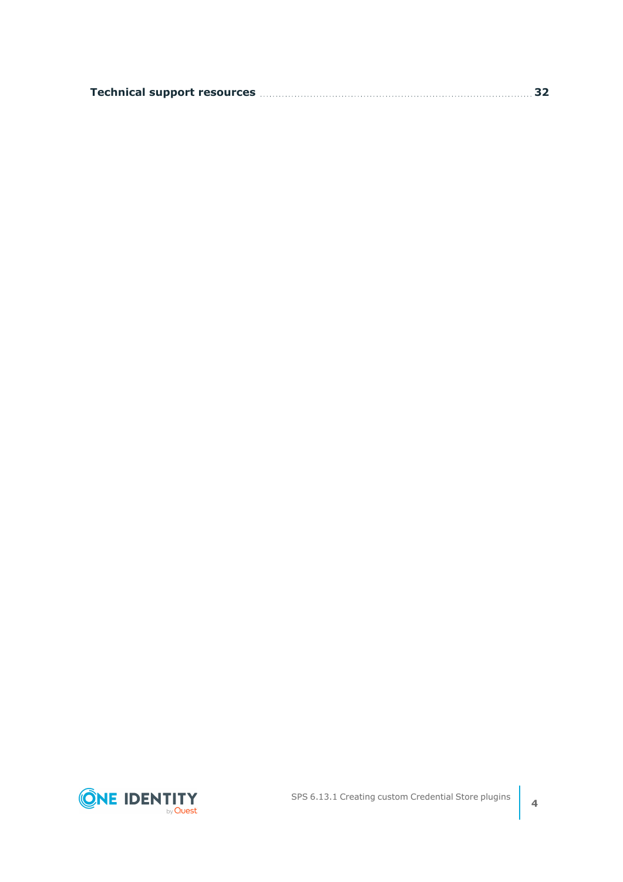**Technical support resources** 32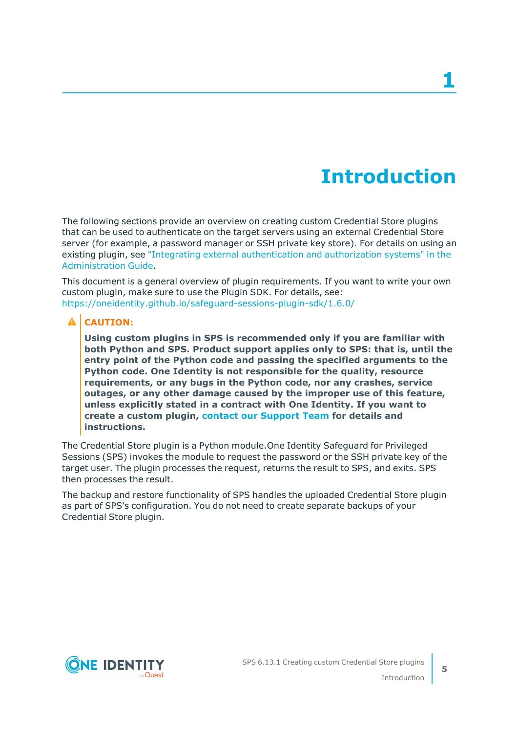# 1 Introduction

The following sections provide an overview on creating custom Credential Store plugins that can be used to authenticate on the target servers using an external Credential Store server (for example, a password manager or SSH private key store). For details on using an existing plugin, see "Integrating external authentication and authorization systems" in the Administration Guide.

This document is a general overview of plugin requirements. If you want to write your own custom plugin, make sure to use the Plugin SDK. For details, see: https://oneidentity.github.io/safeguard-sessions-plugin-sdk/1.6.0/

**CAUTION:**

**Using custom plugins in SPS is recommended only if you are familiar with both Python and SPS. Product support applies only to SPS: that is, until the entry point of the Python code and passing the specified arguments to the Python code. One Identity is not responsible for the quality, resource requirements, or any bugs in the Python code, nor any crashes, service outages, or any other damage caused by the improper use of this feature, unless explicitly stated in a contract with One Identity. If you want to create a custom plugin, contact our Support Team for details and instructions.**

The Credential Store plugin is a Python module.One Identity Safeguard for Privileged Sessions (SPS) invokes the module to request the password or the SSH private key of the target user. The plugin processes the request, returns the result to SPS, and exits. SPS then processes the result.

The backup and restore functionality of SPS handles the uploaded Credential Store plugin as part of SPS's configuration. You do not need to create separate backups of your Credential Store plugin.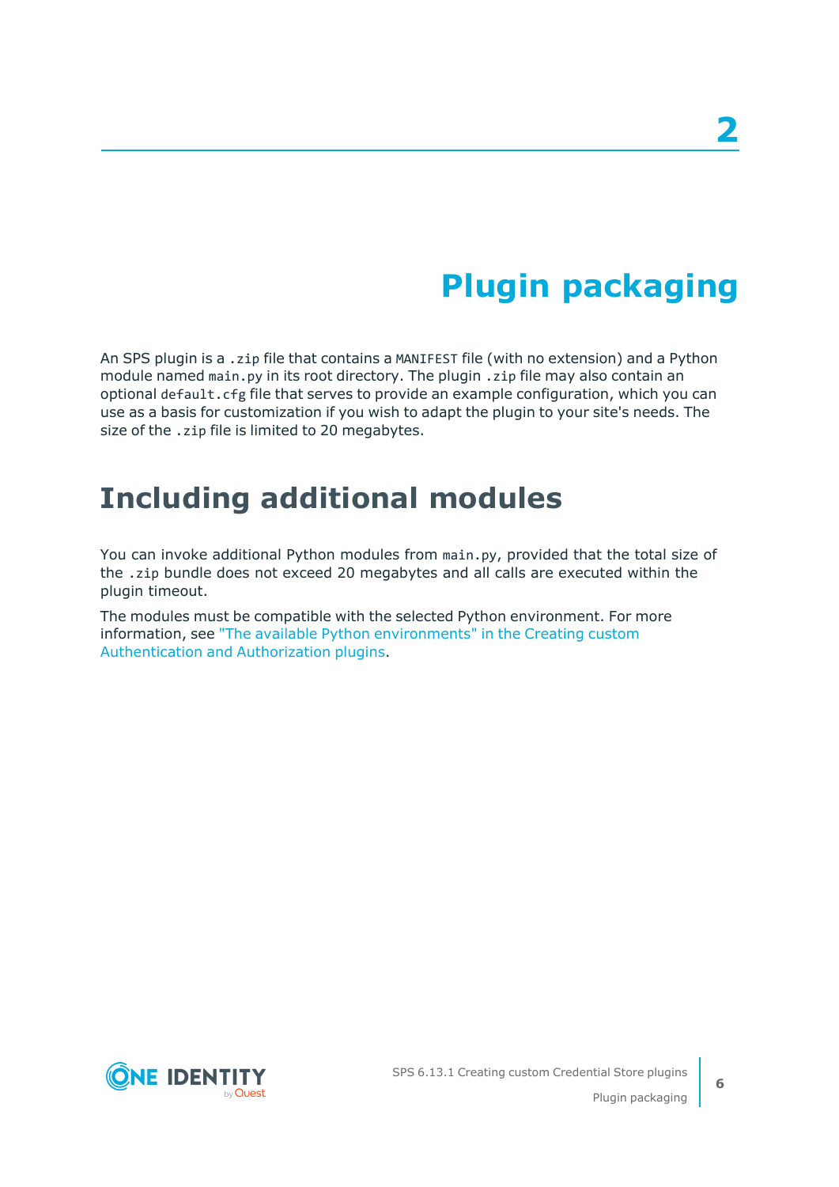# 2 Plugin packaging

An SPS plugin is a `.zip` file that contains a `MANIFEST` file (with no extension) and a Python module named `main.py` in its root directory. The plugin `.zip` file may also contain an optional `default.cfg` file that serves to provide an example configuration, which you can use as a basis for customization if you wish to adapt the plugin to your site's needs. The size of the `.zip` file is limited to 20 megabytes.

## Including additional modules

You can invoke additional Python modules from `main.py`, provided that the total size of the `.zip` bundle does not exceed 20 megabytes and all calls are executed within the plugin timeout.

The modules must be compatible with the selected Python environment. For more information, see "The available Python environments" in the Creating custom Authentication and Authorization plugins.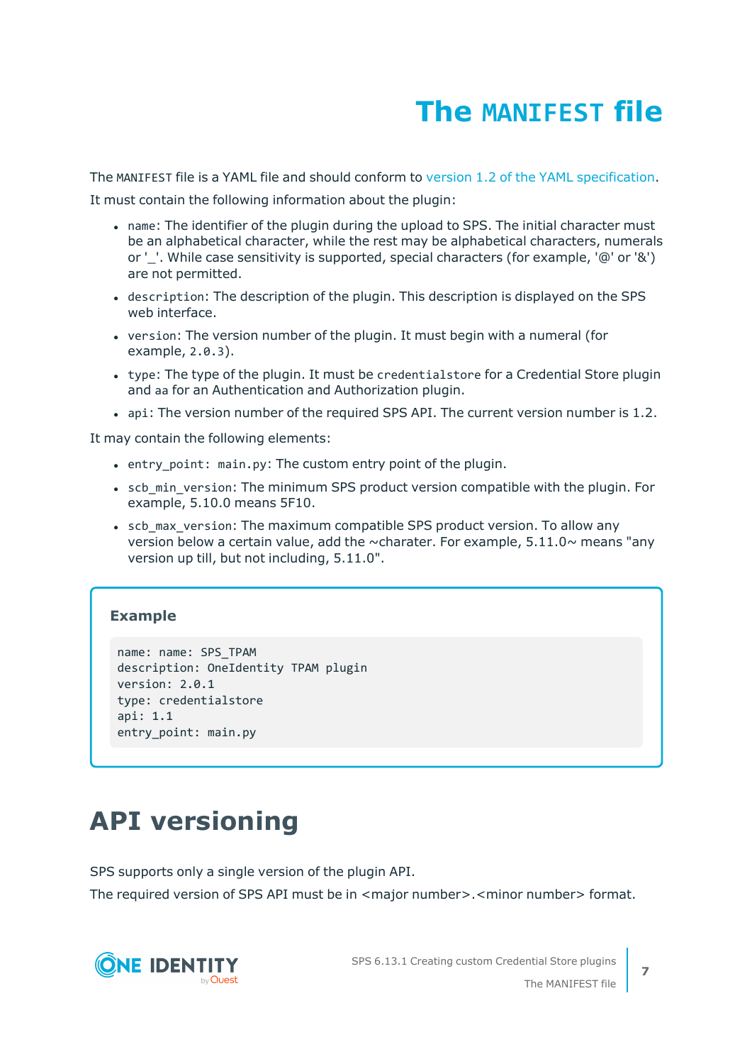# The `MANIFEST` file

The `MANIFEST` file is a YAML file and should conform to version 1.2 of the YAML specification.

It must contain the following information about the plugin:

- `name`: The identifier of the plugin during the upload to SPS. The initial character must be an alphabetical character, while the rest may be alphabetical characters, numerals or '_'. While case sensitivity is supported, special characters (for example, '@' or '&') are not permitted.
- `description`: The description of the plugin. This description is displayed on the SPS web interface.
- `version`: The version number of the plugin. It must begin with a numeral (for example, `2.0.3`).
- `type`: The type of the plugin. It must be `credentialstore` for a Credential Store plugin and `aa` for an Authentication and Authorization plugin.
- `api`: The version number of the required SPS API. The current version number is 1.2.

It may contain the following elements:

- `entry_point: main.py`: The custom entry point of the plugin.
- `scb_min_version`: The minimum SPS product version compatible with the plugin. For example, 5.10.0 means 5F10.
- `scb_max_version`: The maximum compatible SPS product version. To allow any version below a certain value, add the ~charater. For example, 5.11.0~ means "any version up till, but not including, 5.11.0".

**Example**

```
name: name: SPS_TPAM
description: OneIdentity TPAM plugin
version: 2.0.1
type: credentialstore
api: 1.1
entry_point: main.py
```

# API versioning

SPS supports only a single version of the plugin API.

The required version of SPS API must be in <major number>.<minor number> format.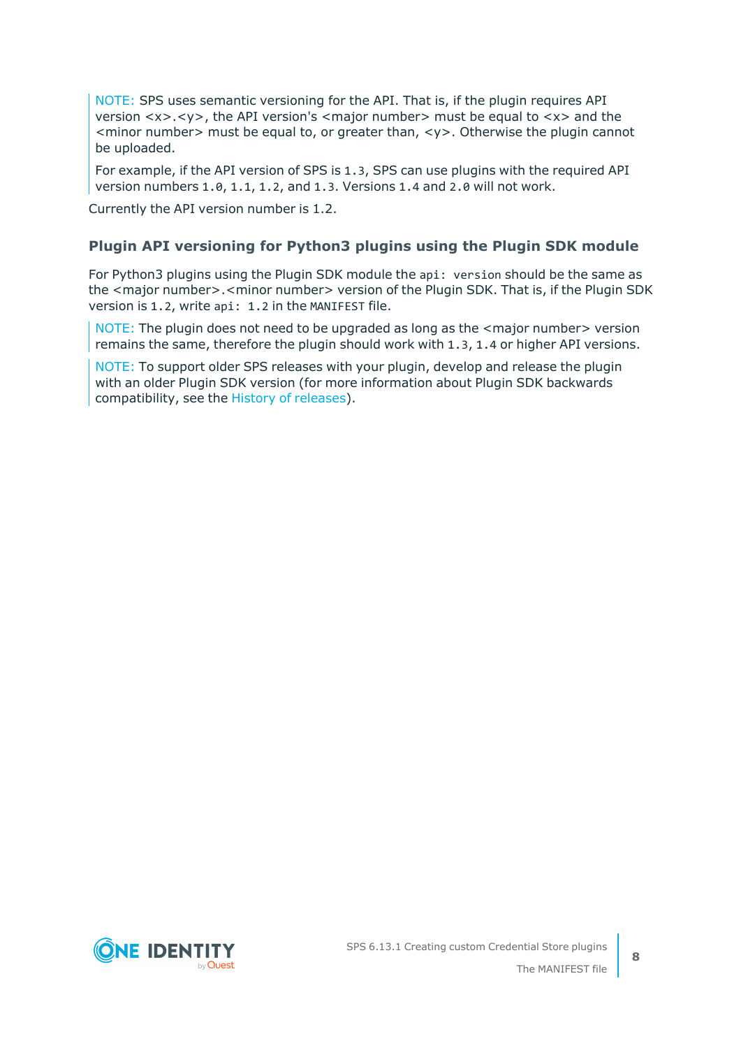> NOTE: SPS uses semantic versioning for the API. That is, if the plugin requires API version <x>.<y>, the API version's <major number> must be equal to <x> and the <minor number> must be equal to, or greater than, <y>. Otherwise the plugin cannot be uploaded.
>
> For example, if the API version of SPS is `1.3`, SPS can use plugins with the required API version numbers `1.0`, `1.1`, `1.2`, and `1.3`. Versions `1.4` and `2.0` will not work.

Currently the API version number is 1.2.

### Plugin API versioning for Python3 plugins using the Plugin SDK module

For Python3 plugins using the Plugin SDK module the `api: version` should be the same as the <major number>.<minor number> version of the Plugin SDK. That is, if the Plugin SDK version is `1.2`, write `api: 1.2` in the `MANIFEST` file.

> NOTE: The plugin does not need to be upgraded as long as the <major number> version remains the same, therefore the plugin should work with `1.3`, `1.4` or higher API versions.

> NOTE: To support older SPS releases with your plugin, develop and release the plugin with an older Plugin SDK version (for more information about Plugin SDK backwards compatibility, see the History of releases).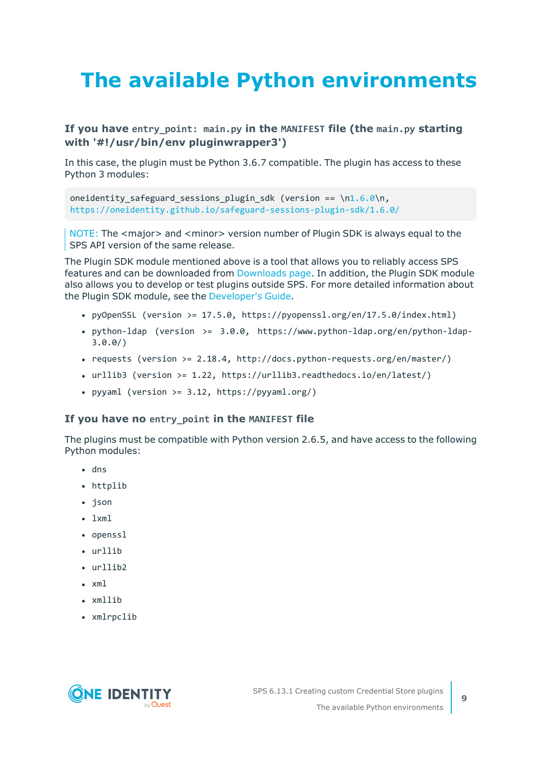# The available Python environments

### If you have `entry_point: main.py` in the `MANIFEST` file (the `main.py` starting with '#!/usr/bin/env pluginwrapper3')

In this case, the plugin must be Python 3.6.7 compatible. The plugin has access to these Python 3 modules:

```
oneidentity_safeguard_sessions_plugin_sdk (version == \n1.6.0\n,
https://oneidentity.github.io/safeguard-sessions-plugin-sdk/1.6.0/
```

> NOTE: The <major> and <minor> version number of Plugin SDK is always equal to the SPS API version of the same release.

The Plugin SDK module mentioned above is a tool that allows you to reliably access SPS features and can be downloaded from Downloads page. In addition, the Plugin SDK module also allows you to develop or test plugins outside SPS. For more detailed information about the Plugin SDK module, see the Developer's Guide.

- `pyOpenSSL (version >= 17.5.0, https://pyopenssl.org/en/17.5.0/index.html)`
- `python-ldap (version >= 3.0.0, https://www.python-ldap.org/en/python-ldap-3.0.0/)`
- `requests (version >= 2.18.4, http://docs.python-requests.org/en/master/)`
- `urllib3 (version >= 1.22, https://urllib3.readthedocs.io/en/latest/)`
- `pyyaml (version >= 3.12, https://pyyaml.org/)`

### If you have no `entry_point` in the `MANIFEST` file

The plugins must be compatible with Python version 2.6.5, and have access to the following Python modules:

- `dns`
- `httplib`
- `json`
- `lxml`
- `openssl`
- `urllib`
- `urllib2`
- `xml`
- `xmllib`
- `xmlrpclib`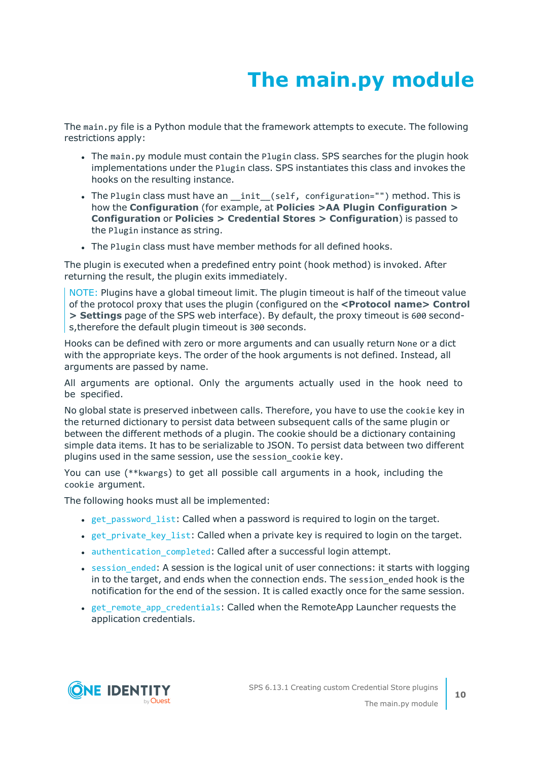# The main.py module

The `main.py` file is a Python module that the framework attempts to execute. The following restrictions apply:

- The `main.py` module must contain the `Plugin` class. SPS searches for the plugin hook implementations under the `Plugin` class. SPS instantiates this class and invokes the hooks on the resulting instance.
- The `Plugin` class must have an `__init__(self, configuration="")` method. This is how the **Configuration** (for example, at **Policies >AA Plugin Configuration > Configuration** or **Policies > Credential Stores > Configuration**) is passed to the `Plugin` instance as string.
- The `Plugin` class must have member methods for all defined hooks.

The plugin is executed when a predefined entry point (hook method) is invoked. After returning the result, the plugin exits immediately.

NOTE: Plugins have a global timeout limit. The plugin timeout is half of the timeout value of the protocol proxy that uses the plugin (configured on the **<Protocol name> Control > Settings** page of the SPS web interface). By default, the proxy timeout is `600` seconds,therefore the default plugin timeout is `300` seconds.

Hooks can be defined with zero or more arguments and can usually return `None` or a dict with the appropriate keys. The order of the hook arguments is not defined. Instead, all arguments are passed by name.

All arguments are optional. Only the arguments actually used in the hook need to be specified.

No global state is preserved inbetween calls. Therefore, you have to use the `cookie` key in the returned dictionary to persist data between subsequent calls of the same plugin or between the different methods of a plugin. The cookie should be a dictionary containing simple data items. It has to be serializable to JSON. To persist data between two different plugins used in the same session, use the `session_cookie` key.

You can use (`**kwargs`) to get all possible call arguments in a hook, including the `cookie` argument.

The following hooks must all be implemented:

- `get_password_list`: Called when a password is required to login on the target.
- `get_private_key_list`: Called when a private key is required to login on the target.
- `authentication_completed`: Called after a successful login attempt.
- `session_ended`: A session is the logical unit of user connections: it starts with logging in to the target, and ends when the connection ends. The `session_ended` hook is the notification for the end of the session. It is called exactly once for the same session.
- `get_remote_app_credentials`: Called when the RemoteApp Launcher requests the application credentials.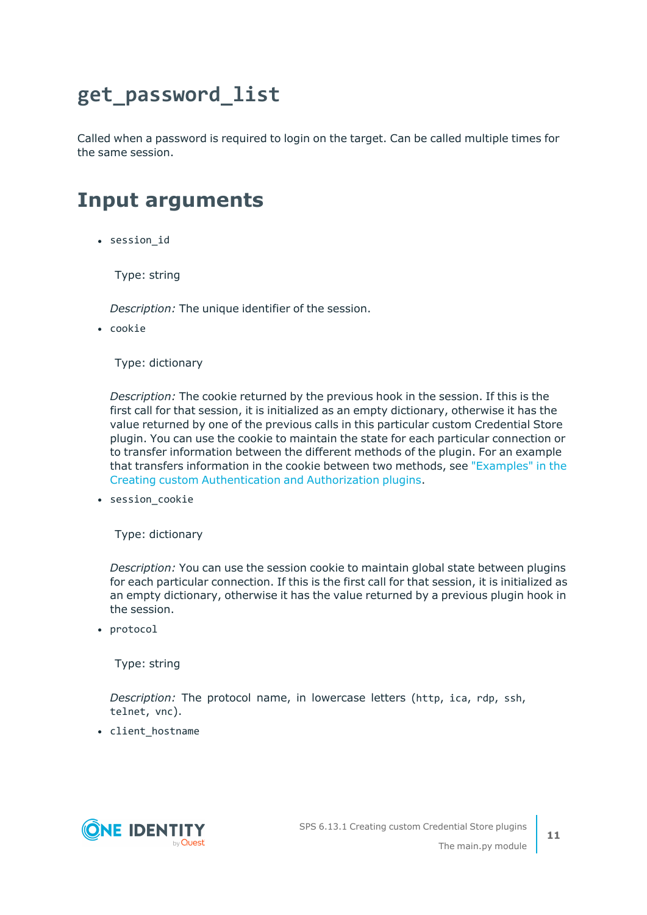# `get_password_list`

Called when a password is required to login on the target. Can be called multiple times for the same session.

## Input arguments

- `session_id`

  Type: string

  *Description:* The unique identifier of the session.

- `cookie`

  Type: dictionary

  *Description:* The cookie returned by the previous hook in the session. If this is the first call for that session, it is initialized as an empty dictionary, otherwise it has the value returned by one of the previous calls in this particular custom Credential Store plugin. You can use the cookie to maintain the state for each particular connection or to transfer information between the different methods of the plugin. For an example that transfers information in the cookie between two methods, see "Examples" in the Creating custom Authentication and Authorization plugins.

- `session_cookie`

  Type: dictionary

  *Description:* You can use the session cookie to maintain global state between plugins for each particular connection. If this is the first call for that session, it is initialized as an empty dictionary, otherwise it has the value returned by a previous plugin hook in the session.

- `protocol`

  Type: string

  *Description:* The protocol name, in lowercase letters (`http`, `ica`, `rdp`, `ssh`, `telnet`, `vnc`).

- `client_hostname`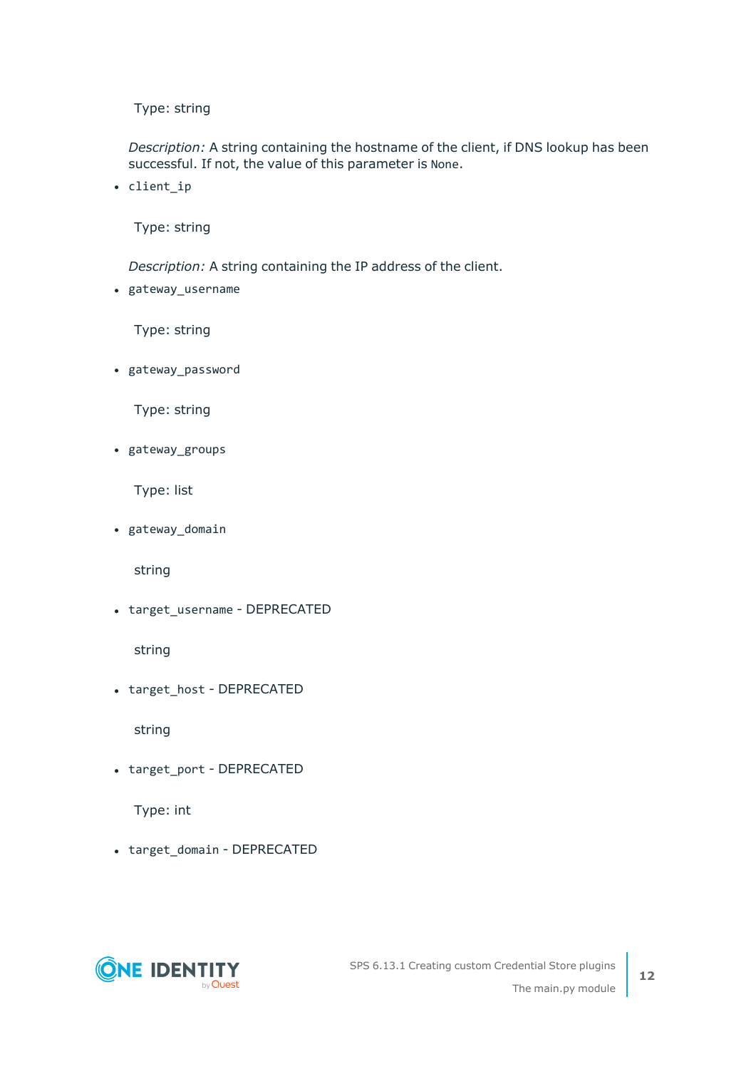Type: string

*Description:* A string containing the hostname of the client, if DNS lookup has been successful. If not, the value of this parameter is `None`.

- `client_ip`

  Type: string

  *Description:* A string containing the IP address of the client.

- `gateway_username`

  Type: string

- `gateway_password`

  Type: string

- `gateway_groups`

  Type: list

- `gateway_domain`

  string

- `target_username` - DEPRECATED

  string

- `target_host` - DEPRECATED

  string

- `target_port` - DEPRECATED

  Type: int

- `target_domain` - DEPRECATED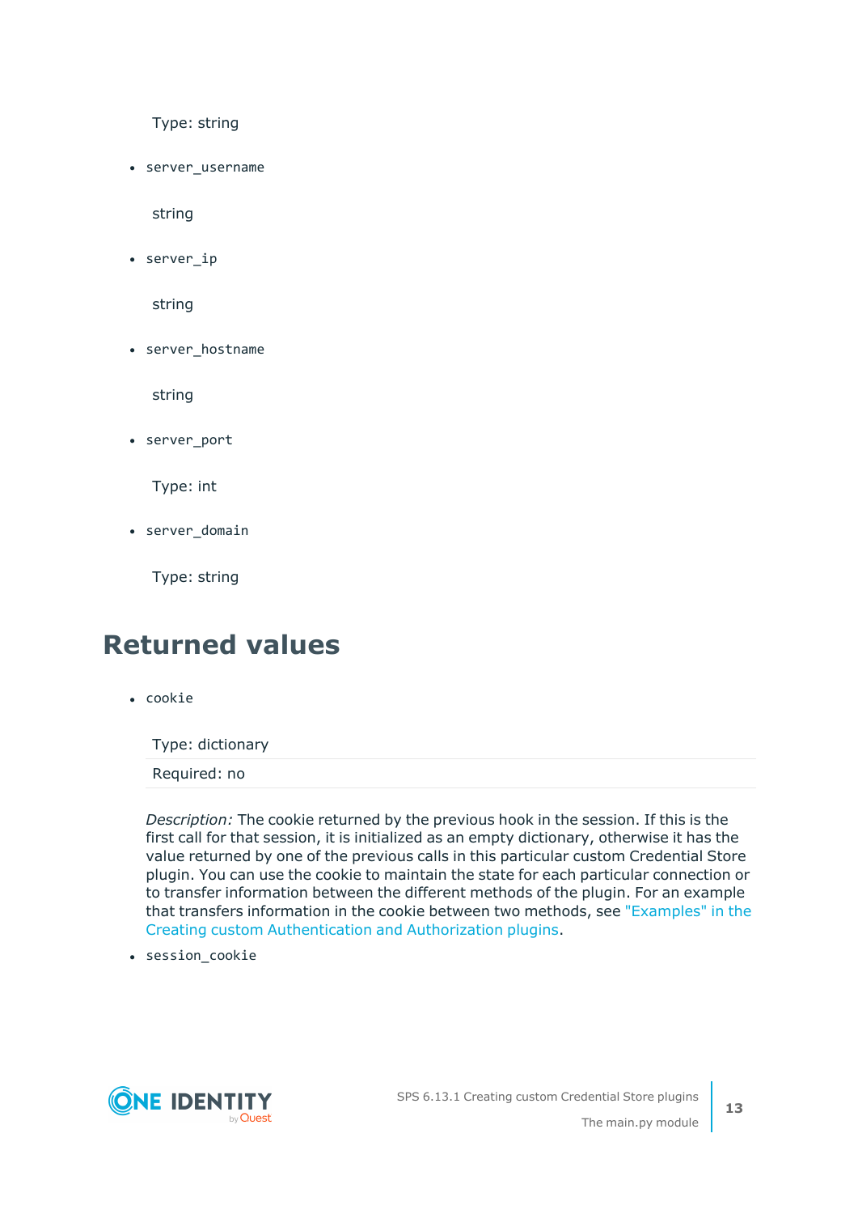Type: string

- `server_username`

  string

- `server_ip`

  string

- `server_hostname`

  string

- `server_port`

  Type: int

- `server_domain`

  Type: string

# Returned values

- `cookie`

  | Type: dictionary |
  |---|
  | Required: no |

  *Description:* The cookie returned by the previous hook in the session. If this is the first call for that session, it is initialized as an empty dictionary, otherwise it has the value returned by one of the previous calls in this particular custom Credential Store plugin. You can use the cookie to maintain the state for each particular connection or to transfer information between the different methods of the plugin. For an example that transfers information in the cookie between two methods, see "Examples" in the Creating custom Authentication and Authorization plugins.

- `session_cookie`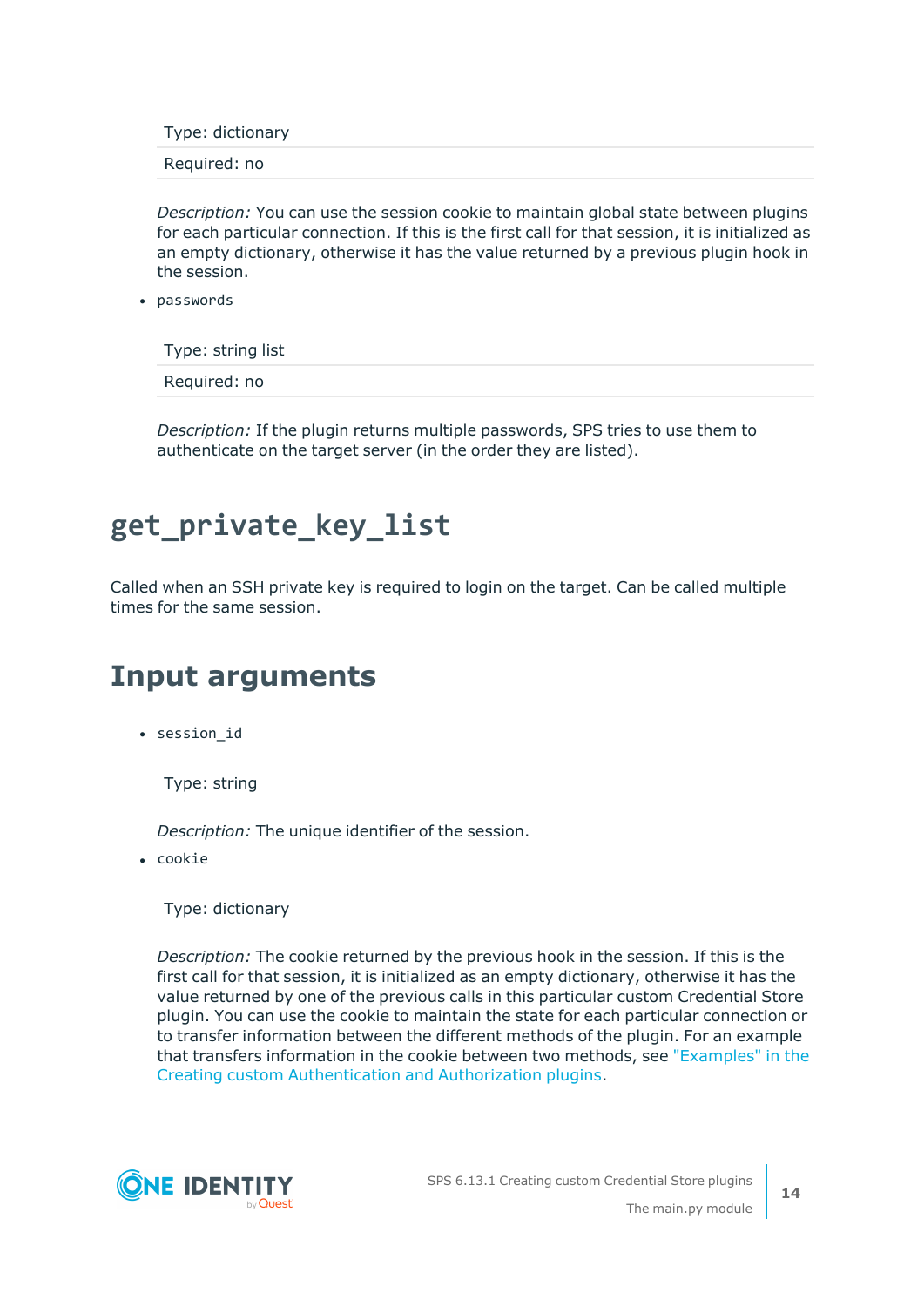| Type: dictionary |
| --- |
| Required: no |

*Description:* You can use the session cookie to maintain global state between plugins for each particular connection. If this is the first call for that session, it is initialized as an empty dictionary, otherwise it has the value returned by a previous plugin hook in the session.

- `passwords`

| Type: string list |
| --- |
| Required: no |

*Description:* If the plugin returns multiple passwords, SPS tries to use them to authenticate on the target server (in the order they are listed).

# get_private_key_list

Called when an SSH private key is required to login on the target. Can be called multiple times for the same session.

# Input arguments

- `session_id`

  Type: string

  *Description:* The unique identifier of the session.

- `cookie`

  Type: dictionary

  *Description:* The cookie returned by the previous hook in the session. If this is the first call for that session, it is initialized as an empty dictionary, otherwise it has the value returned by one of the previous calls in this particular custom Credential Store plugin. You can use the cookie to maintain the state for each particular connection or to transfer information between the different methods of the plugin. For an example that transfers information in the cookie between two methods, see "Examples" in the Creating custom Authentication and Authorization plugins.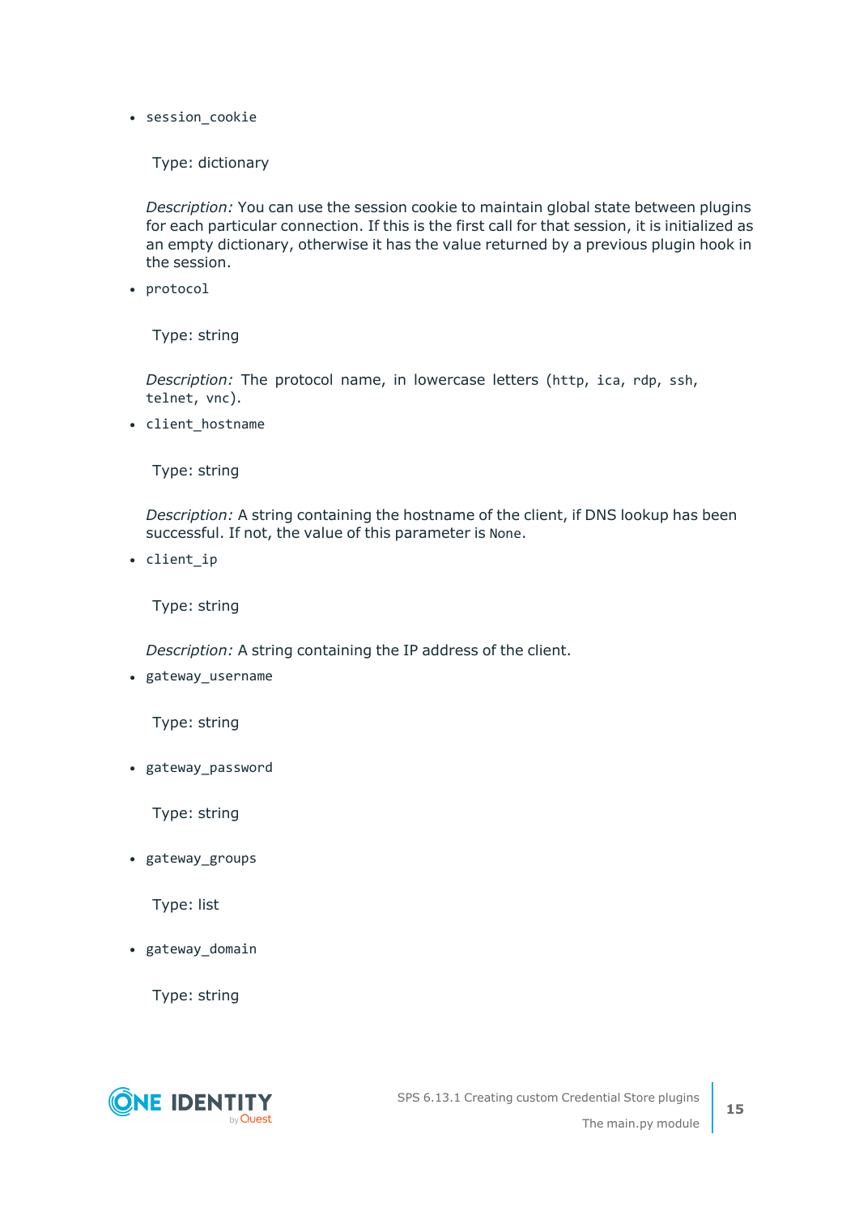- `session_cookie`

  Type: dictionary

  *Description:* You can use the session cookie to maintain global state between plugins for each particular connection. If this is the first call for that session, it is initialized as an empty dictionary, otherwise it has the value returned by a previous plugin hook in the session.

- `protocol`

  Type: string

  *Description:* The protocol name, in lowercase letters (`http`, `ica`, `rdp`, `ssh`, `telnet`, `vnc`).

- `client_hostname`

  Type: string

  *Description:* A string containing the hostname of the client, if DNS lookup has been successful. If not, the value of this parameter is `None`.

- `client_ip`

  Type: string

  *Description:* A string containing the IP address of the client.

- `gateway_username`

  Type: string

- `gateway_password`

  Type: string

- `gateway_groups`

  Type: list

- `gateway_domain`

  Type: string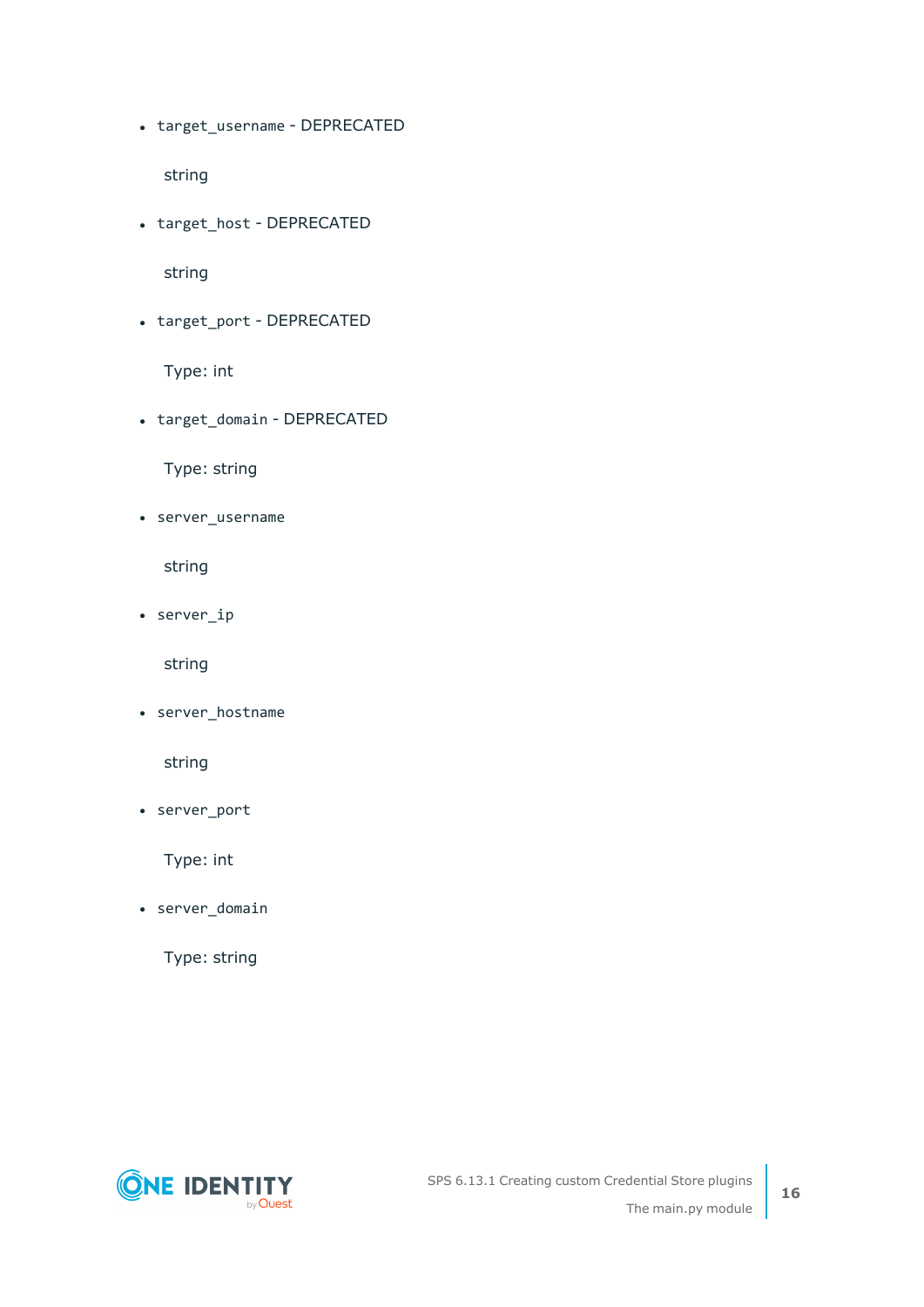- `target_username` - DEPRECATED

  string

- `target_host` - DEPRECATED

  string

- `target_port` - DEPRECATED

  Type: int

- `target_domain` - DEPRECATED

  Type: string

- `server_username`

  string

- `server_ip`

  string

- `server_hostname`

  string

- `server_port`

  Type: int

- `server_domain`

  Type: string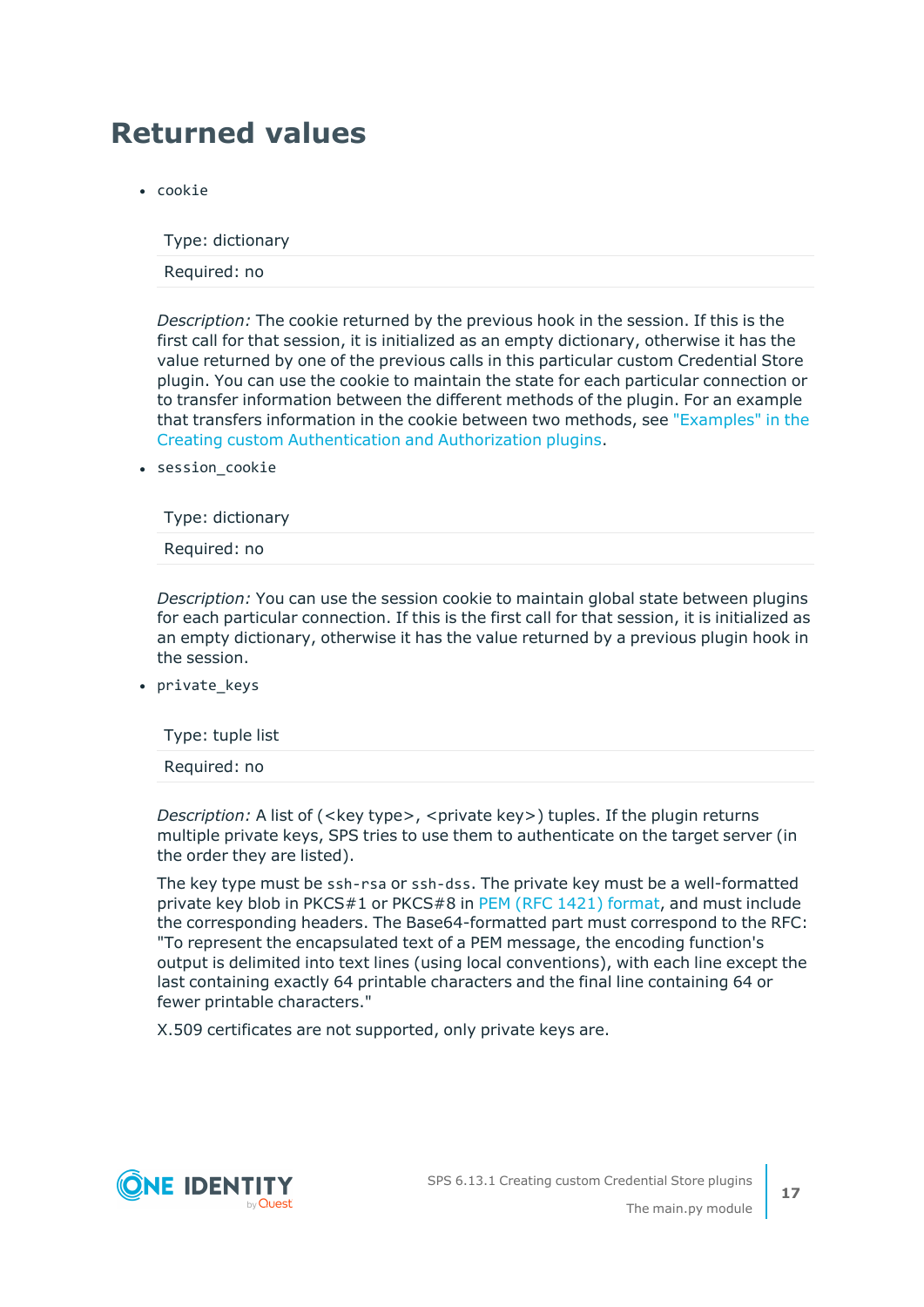# Returned values

- `cookie`

| Type: dictionary |
|---|
| Required: no |

*Description:* The cookie returned by the previous hook in the session. If this is the first call for that session, it is initialized as an empty dictionary, otherwise it has the value returned by one of the previous calls in this particular custom Credential Store plugin. You can use the cookie to maintain the state for each particular connection or to transfer information between the different methods of the plugin. For an example that transfers information in the cookie between two methods, see "Examples" in the Creating custom Authentication and Authorization plugins.

- `session_cookie`

| Type: dictionary |
|---|
| Required: no |

*Description:* You can use the session cookie to maintain global state between plugins for each particular connection. If this is the first call for that session, it is initialized as an empty dictionary, otherwise it has the value returned by a previous plugin hook in the session.

- `private_keys`

| Type: tuple list |
|---|
| Required: no |

*Description:* A list of (<key type>, <private key>) tuples. If the plugin returns multiple private keys, SPS tries to use them to authenticate on the target server (in the order they are listed).

The key type must be `ssh-rsa` or `ssh-dss`. The private key must be a well-formatted private key blob in PKCS#1 or PKCS#8 in PEM (RFC 1421) format, and must include the corresponding headers. The Base64-formatted part must correspond to the RFC: "To represent the encapsulated text of a PEM message, the encoding function's output is delimited into text lines (using local conventions), with each line except the last containing exactly 64 printable characters and the final line containing 64 or fewer printable characters."

X.509 certificates are not supported, only private keys are.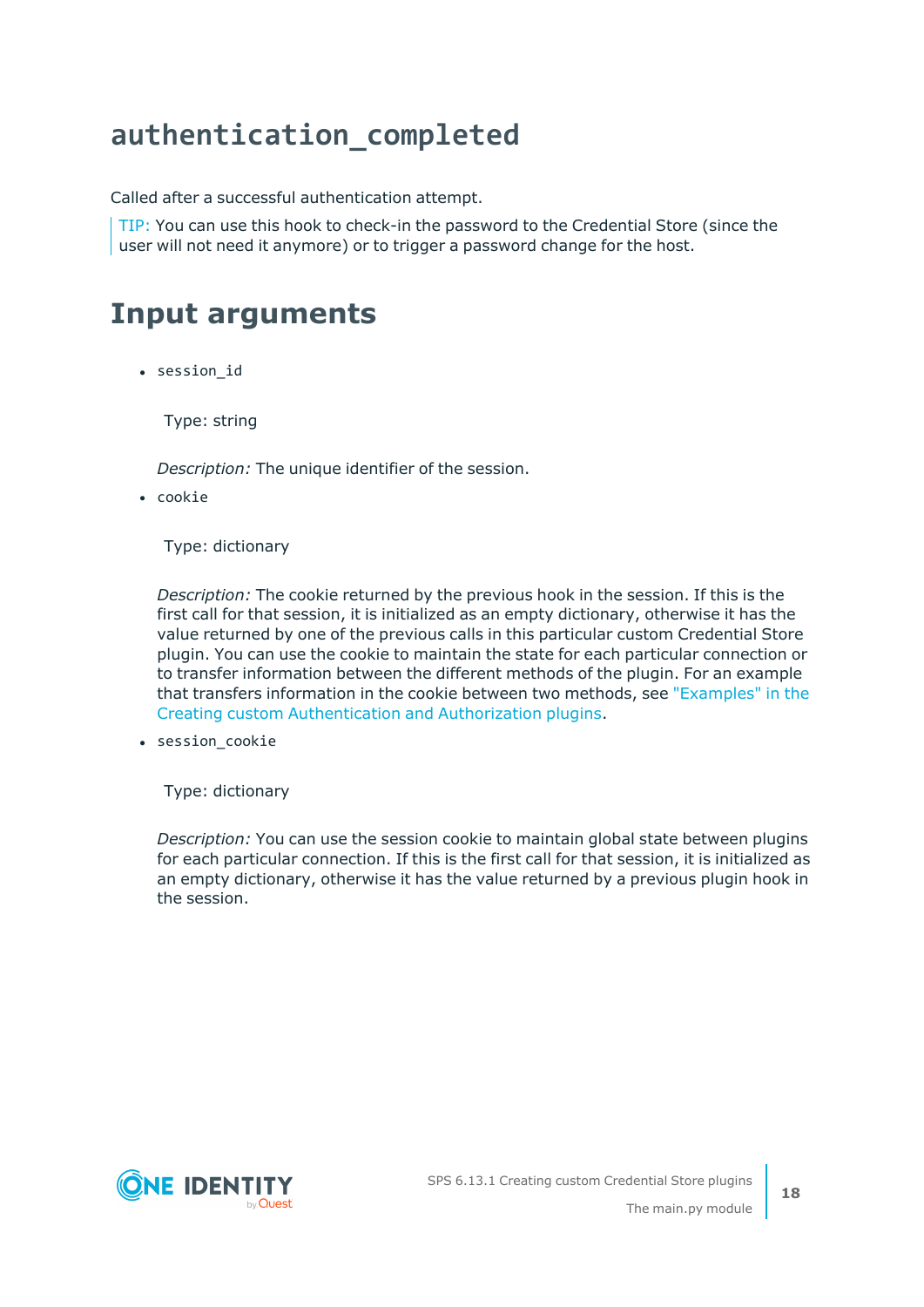# `authentication_completed`

Called after a successful authentication attempt.

> TIP: You can use this hook to check-in the password to the Credential Store (since the user will not need it anymore) or to trigger a password change for the host.

## Input arguments

- `session_id`

  Type: string

  *Description:* The unique identifier of the session.

- `cookie`

  Type: dictionary

  *Description:* The cookie returned by the previous hook in the session. If this is the first call for that session, it is initialized as an empty dictionary, otherwise it has the value returned by one of the previous calls in this particular custom Credential Store plugin. You can use the cookie to maintain the state for each particular connection or to transfer information between the different methods of the plugin. For an example that transfers information in the cookie between two methods, see "Examples" in the Creating custom Authentication and Authorization plugins.

- `session_cookie`

  Type: dictionary

  *Description:* You can use the session cookie to maintain global state between plugins for each particular connection. If this is the first call for that session, it is initialized as an empty dictionary, otherwise it has the value returned by a previous plugin hook in the session.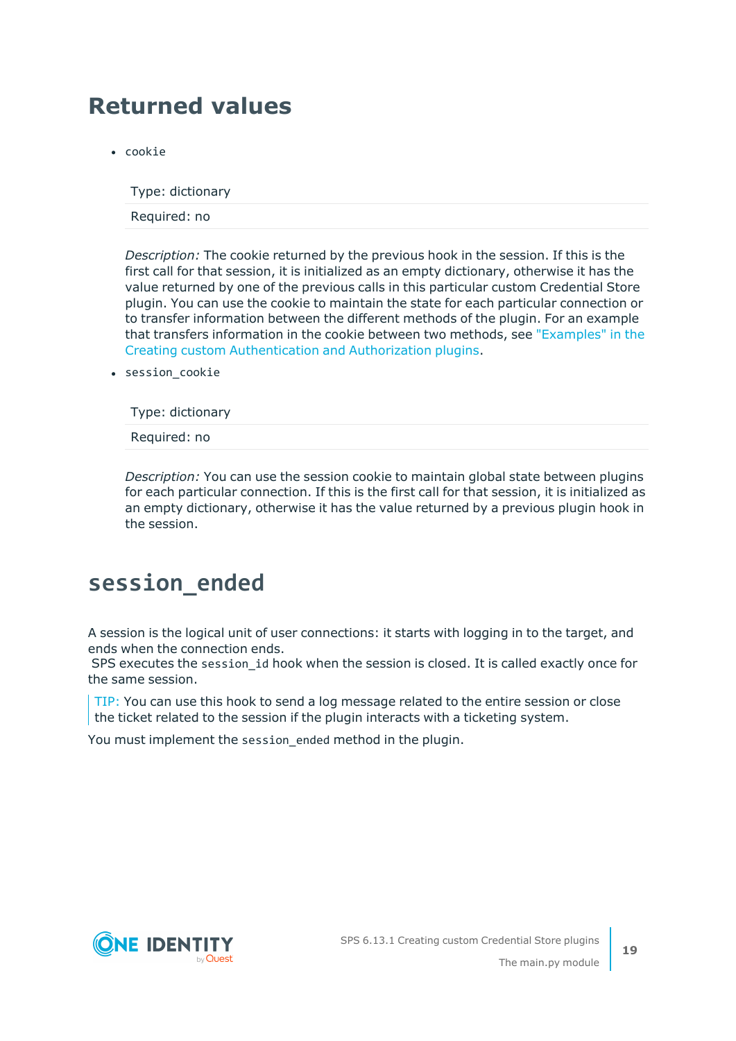## Returned values

- `cookie`

| Type: dictionary |
|---|
| Required: no |

*Description:* The cookie returned by the previous hook in the session. If this is the first call for that session, it is initialized as an empty dictionary, otherwise it has the value returned by one of the previous calls in this particular custom Credential Store plugin. You can use the cookie to maintain the state for each particular connection or to transfer information between the different methods of the plugin. For an example that transfers information in the cookie between two methods, see "Examples" in the Creating custom Authentication and Authorization plugins.

- `session_cookie`

| Type: dictionary |
|---|
| Required: no |

*Description:* You can use the session cookie to maintain global state between plugins for each particular connection. If this is the first call for that session, it is initialized as an empty dictionary, otherwise it has the value returned by a previous plugin hook in the session.

## `session_ended`

A session is the logical unit of user connections: it starts with logging in to the target, and ends when the connection ends.
SPS executes the `session_id` hook when the session is closed. It is called exactly once for the same session.

> TIP: You can use this hook to send a log message related to the entire session or close the ticket related to the session if the plugin interacts with a ticketing system.

You must implement the `session_ended` method in the plugin.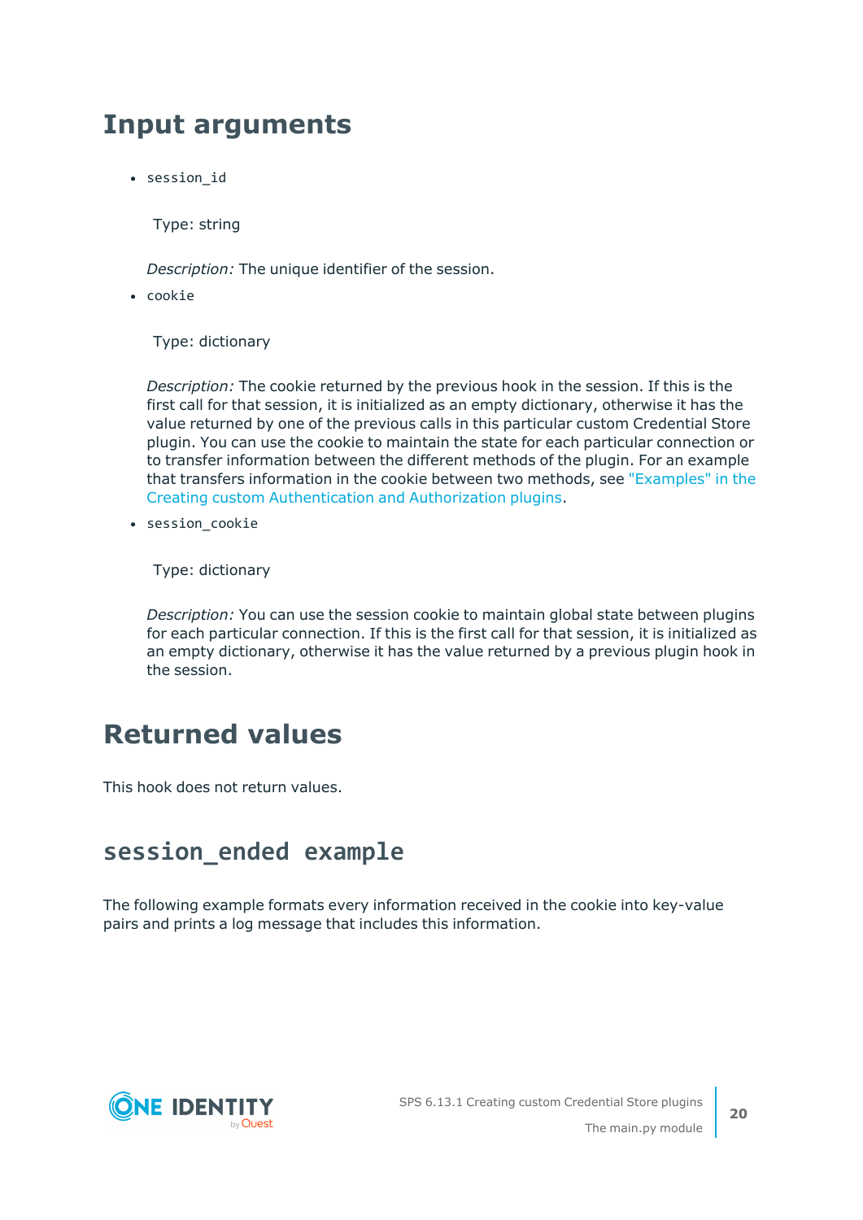## Input arguments

- `session_id`

  Type: string

  *Description:* The unique identifier of the session.

- `cookie`

  Type: dictionary

  *Description:* The cookie returned by the previous hook in the session. If this is the first call for that session, it is initialized as an empty dictionary, otherwise it has the value returned by one of the previous calls in this particular custom Credential Store plugin. You can use the cookie to maintain the state for each particular connection or to transfer information between the different methods of the plugin. For an example that transfers information in the cookie between two methods, see "Examples" in the Creating custom Authentication and Authorization plugins.

- `session_cookie`

  Type: dictionary

  *Description:* You can use the session cookie to maintain global state between plugins for each particular connection. If this is the first call for that session, it is initialized as an empty dictionary, otherwise it has the value returned by a previous plugin hook in the session.

## Returned values

This hook does not return values.

### `session_ended` example

The following example formats every information received in the cookie into key-value pairs and prints a log message that includes this information.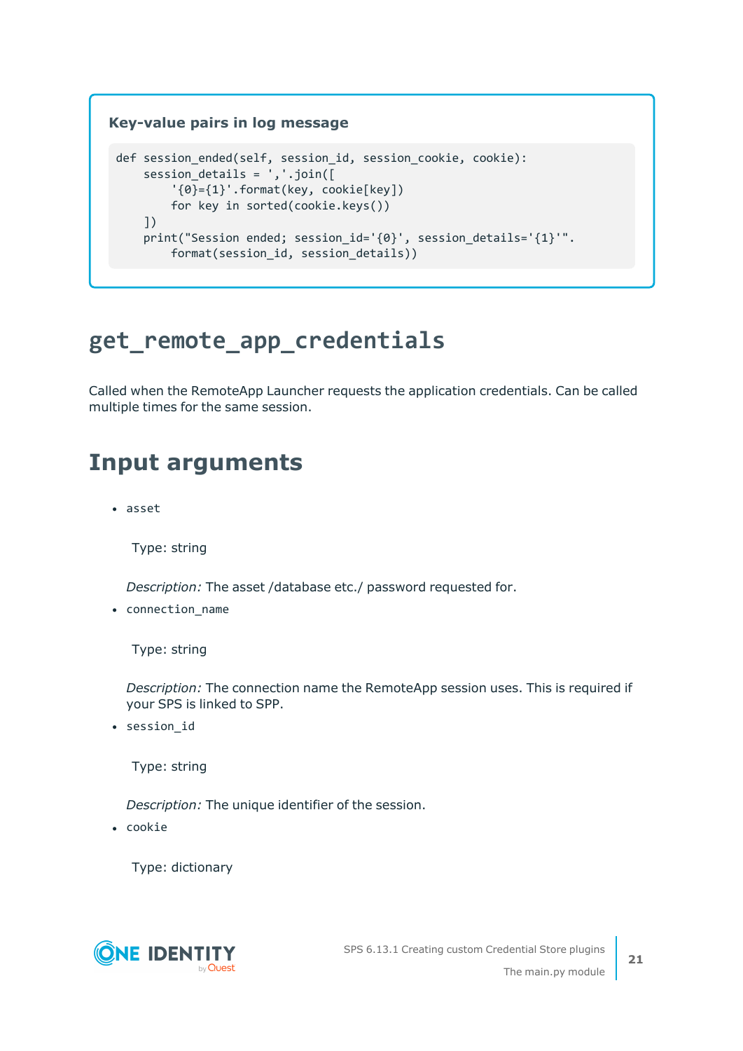**Key-value pairs in log message**

```
def session_ended(self, session_id, session_cookie, cookie):
    session_details = ','.join([
        '{0}={1}'.format(key, cookie[key])
        for key in sorted(cookie.keys())
    ])
    print("Session ended; session_id='{0}', session_details='{1}'".
        format(session_id, session_details))
```

# get_remote_app_credentials

Called when the RemoteApp Launcher requests the application credentials. Can be called multiple times for the same session.

# Input arguments

- `asset`

  Type: string

  *Description:* The asset /database etc./ password requested for.

- `connection_name`

  Type: string

  *Description:* The connection name the RemoteApp session uses. This is required if your SPS is linked to SPP.

- `session_id`

  Type: string

  *Description:* The unique identifier of the session.

- `cookie`

  Type: dictionary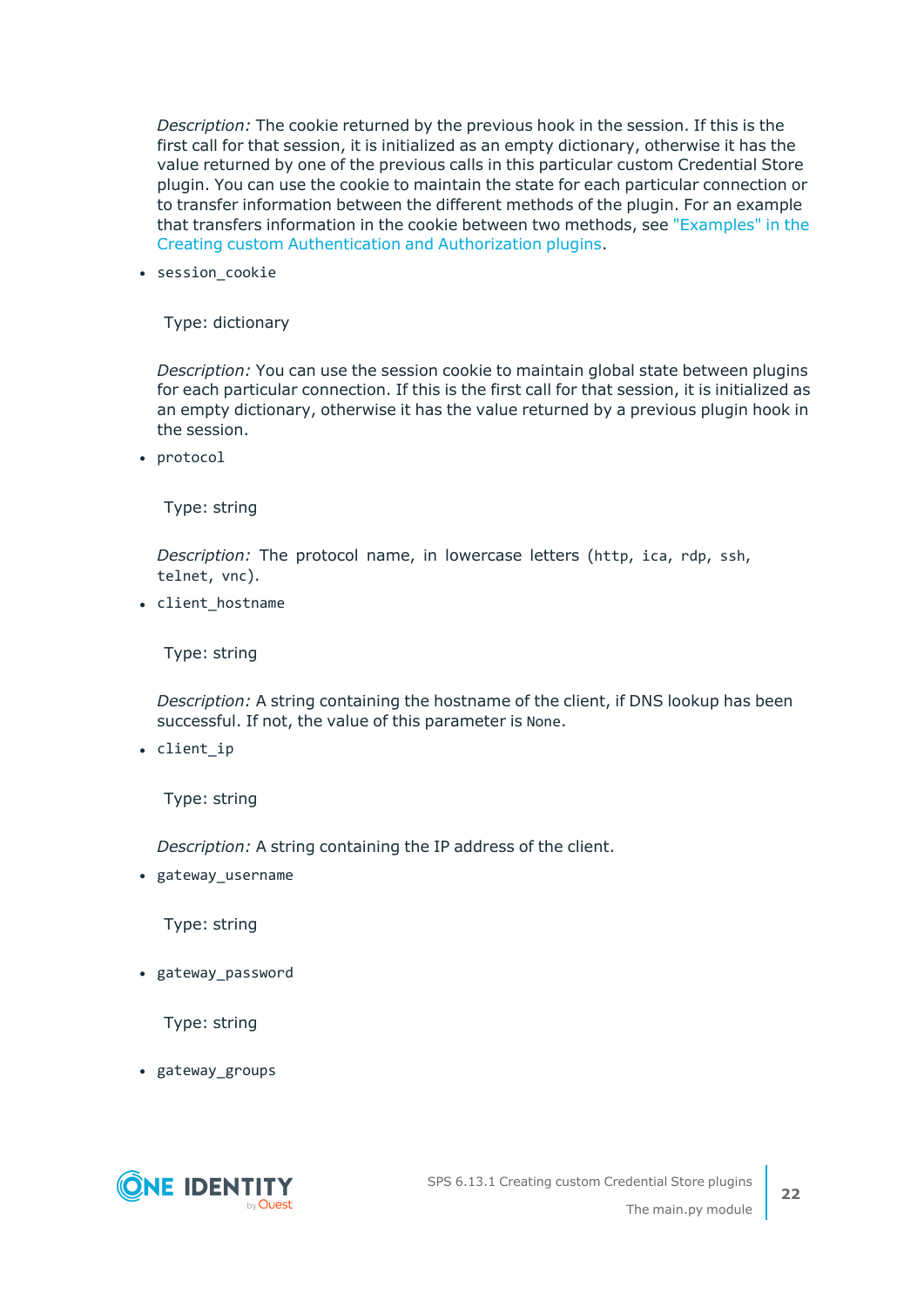*Description:* The cookie returned by the previous hook in the session. If this is the first call for that session, it is initialized as an empty dictionary, otherwise it has the value returned by one of the previous calls in this particular custom Credential Store plugin. You can use the cookie to maintain the state for each particular connection or to transfer information between the different methods of the plugin. For an example that transfers information in the cookie between two methods, see "Examples" in the Creating custom Authentication and Authorization plugins.

- `session_cookie`

  Type: dictionary

  *Description:* You can use the session cookie to maintain global state between plugins for each particular connection. If this is the first call for that session, it is initialized as an empty dictionary, otherwise it has the value returned by a previous plugin hook in the session.

- `protocol`

  Type: string

  *Description:* The protocol name, in lowercase letters (`http`, `ica`, `rdp`, `ssh`, `telnet`, `vnc`).

- `client_hostname`

  Type: string

  *Description:* A string containing the hostname of the client, if DNS lookup has been successful. If not, the value of this parameter is `None`.

- `client_ip`

  Type: string

  *Description:* A string containing the IP address of the client.

- `gateway_username`

  Type: string

- `gateway_password`

  Type: string

- `gateway_groups`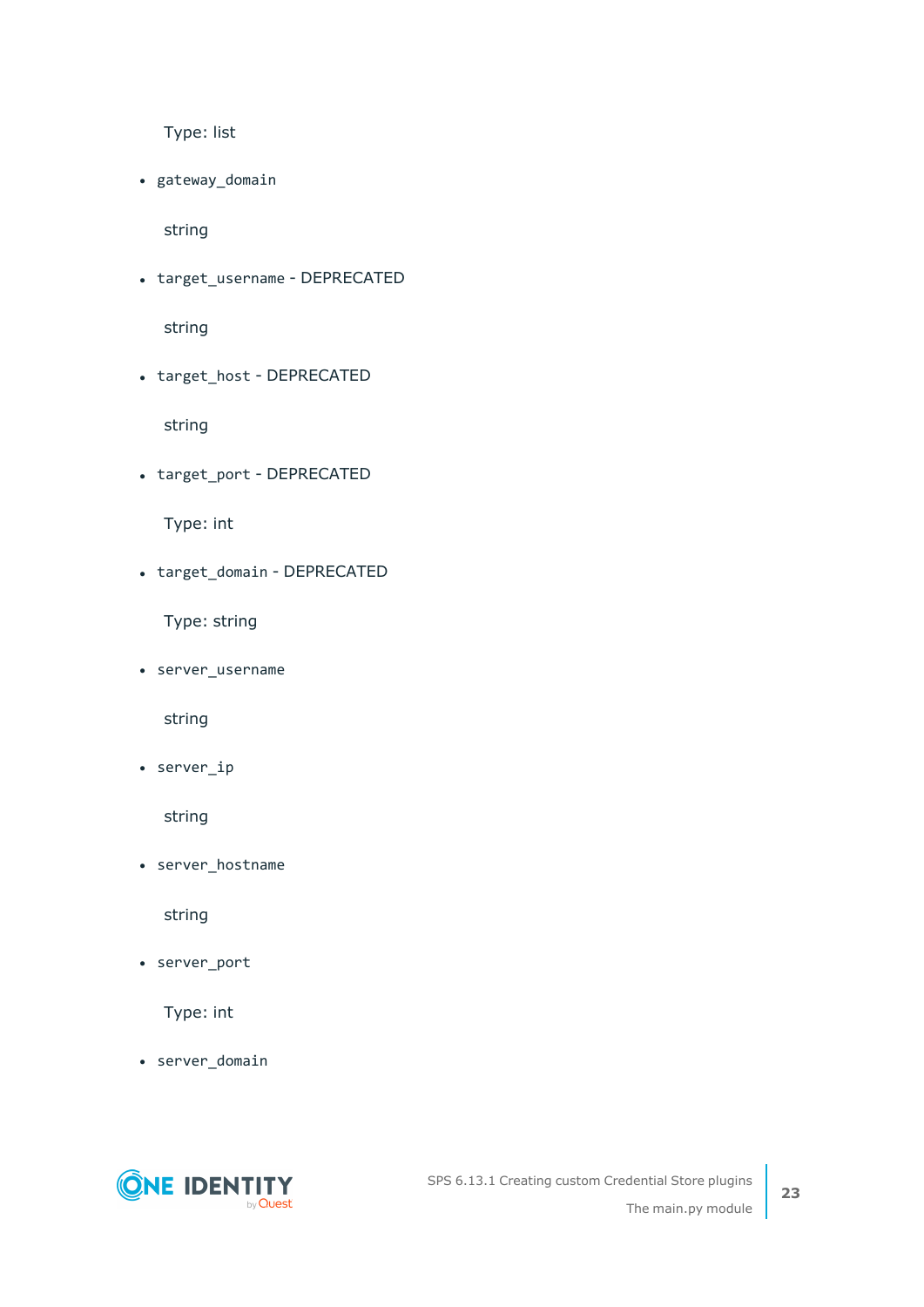Type: list

- `gateway_domain`

  string

- `target_username` - DEPRECATED

  string

- `target_host` - DEPRECATED

  string

- `target_port` - DEPRECATED

  Type: int

- `target_domain` - DEPRECATED

  Type: string

- `server_username`

  string

- `server_ip`

  string

- `server_hostname`

  string

- `server_port`

  Type: int

- `server_domain`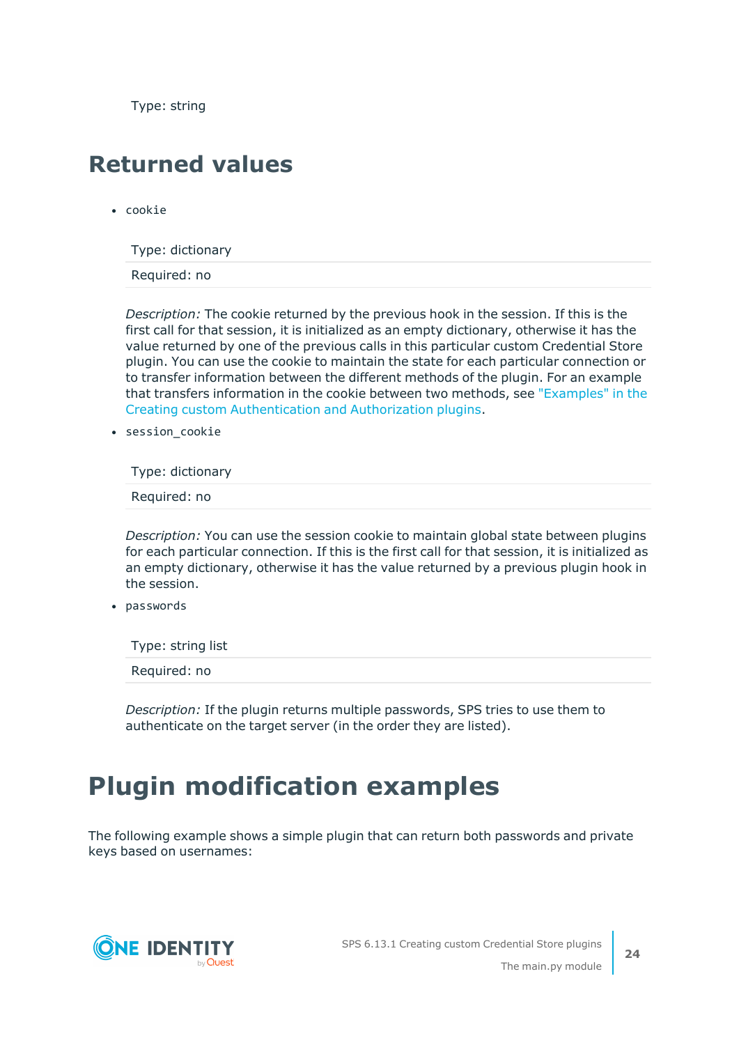Type: string

## Returned values

- `cookie`

| Type: dictionary |
| --- |
| Required: no |

*Description:* The cookie returned by the previous hook in the session. If this is the first call for that session, it is initialized as an empty dictionary, otherwise it has the value returned by one of the previous calls in this particular custom Credential Store plugin. You can use the cookie to maintain the state for each particular connection or to transfer information between the different methods of the plugin. For an example that transfers information in the cookie between two methods, see "Examples" in the Creating custom Authentication and Authorization plugins.

- `session_cookie`

| Type: dictionary |
| --- |
| Required: no |

*Description:* You can use the session cookie to maintain global state between plugins for each particular connection. If this is the first call for that session, it is initialized as an empty dictionary, otherwise it has the value returned by a previous plugin hook in the session.

- `passwords`

| Type: string list |
| --- |
| Required: no |

*Description:* If the plugin returns multiple passwords, SPS tries to use them to authenticate on the target server (in the order they are listed).

# Plugin modification examples

The following example shows a simple plugin that can return both passwords and private keys based on usernames: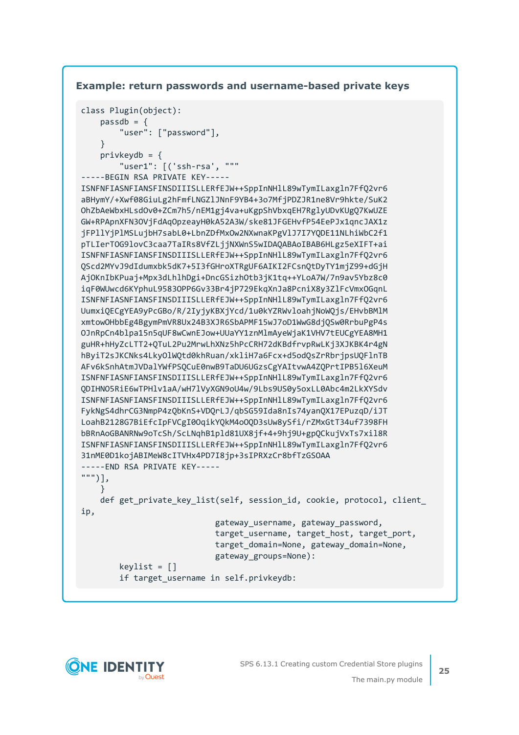**Example: return passwords and username-based private keys**

```
class Plugin(object):
    passdb = {
        "user": ["password"],
    }
    privkeydb = {
        "user1": [('ssh-rsa', """
-----BEGIN RSA PRIVATE KEY-----
ISNFNFIASNFIANSFINSDIIISLLERfEJW++SppInNHlL89wTymILaxgln7FfQ2vr6
aBHymY/+Xwf08GiuLg2hFmfLNGZlJNnF9YB4+3o7MfjPDZJR1ne8Vr9hkte/SuK2
OhZbAeWbxHLsdOv0+ZCm7h5/nEM1gj4va+uKgpShVbxqEH7RglyUDvKUgQ7KwUZE
GW+RPApnXFN3OVjFdAqOpzeayH0kA52A3W/ske81JFGEHvfP54EePJx1qncJAX1z
jFPllYjPlMSLujbH7sabL0+LbnZDfMxOw2NXwnaKPgVlJ7I7YQDE11NLhiWbC2f1
pTLIerTOG9lovC3caa7TaIRs8VfZLjjNXWnS5wIDAQABAoIBAB6HLgz5eXIFT+ai
ISNFNFIASNFIANSFINSDIIISLLERfEJW++SppInNHlL89wTymILaxgln7FfQ2vr6
QScd2MYvJ9dIdumxbk5dK7+5I3fGHroXTRgUF6AIKI2FCsnQtDyTY1mjZ99+dGjH
AjOKnIbKPuaj+Mpx3dLhlhDgi+DncGSizhOtb3jK1tq++YLoA7W/7n9av5Ybz8c0
iqF0WUwcd6KYphuL9583OPP6Gv33Br4jP729EkqXnJa8PcniX8y3ZlFcVmxOGqnL
ISNFNFIASNFIANSFINSDIIISLLERfEJW++SppInNHlL89wTymILaxgln7FfQ2vr6
UumxiQECgYEA9yPcGBo/R/2IyjyKBXjYcd/1u0kYZRWvloahjNoWQjs/EHvbBMlM
xmtowOHbbEg4BgymPmVR8Ux24B3XJR6SbAPMF15wJ7oD1WwG8djQSw0RrbuPgP4s
OJnRpCn4blpa15n5qUF8wCwnEJow+UUaYY1znMlmAyeWjaK1VHV7tEUCgYEA8MH1
guHR+hHyZcLTT2+QTuL2Pu2MrwLhXNz5hPcCRH72dKBdfrvpRwLKj3XJKBK4r4gN
hByiT2sJKCNks4LkyOlWQtd0khRuan/xkliH7a6Fcx+d5odQsZrRbrjpsUQFlnTB
AFv6kSnhAtmJVDalYWfPSQCuE0nwB9TaDU6UGzsCgYAItvwA4ZQPrtIPB5l6XeuM
ISNFNFIASNFIANSFINSDIIISLLERfEJW++SppInNHlL89wTymILaxgln7FfQ2vr6
QDIHNO5RiE6wTPHlv1aA/wH7lVyXGN9oU4w/9Lbs9US0y5oxLL0Abc4m2LkXYSdv
ISNFNFIASNFIANSFINSDIIISLLERfEJW++SppInNHlL89wTymILaxgln7FfQ2vr6
FykNgS4dhrCG3NmpP4zQbKnS+VDQrLJ/qbSG59Ida8nIs74yanQX17EPuzqD/iJT
LoahB2128G7BiEfcIpFVCgI0OqikYQkM4oOQD3sUw8ySfi/rZMxGtT34uf7398FH
bBRnAoGBANRNw9oTcSh/ScLNqhB1pld81UX8jf+4+9hj9U+gpQCkujVxTs7xil8R
ISNFNFIASNFIANSFINSDIIISLLERfEJW++SppInNHlL89wTymILaxgln7FfQ2vr6
31nME0D1kojABIMeW8cITVHx4PD7I8jp+3sIPRXzCr8bfTzGSOAA
-----END RSA PRIVATE KEY-----
""")],
    }
    def get_private_key_list(self, session_id, cookie, protocol, client_
ip,
                            gateway_username, gateway_password,
                            target_username, target_host, target_port,
                            target_domain=None, gateway_domain=None,
                            gateway_groups=None):
        keylist = []
        if target_username in self.privkeydb:
```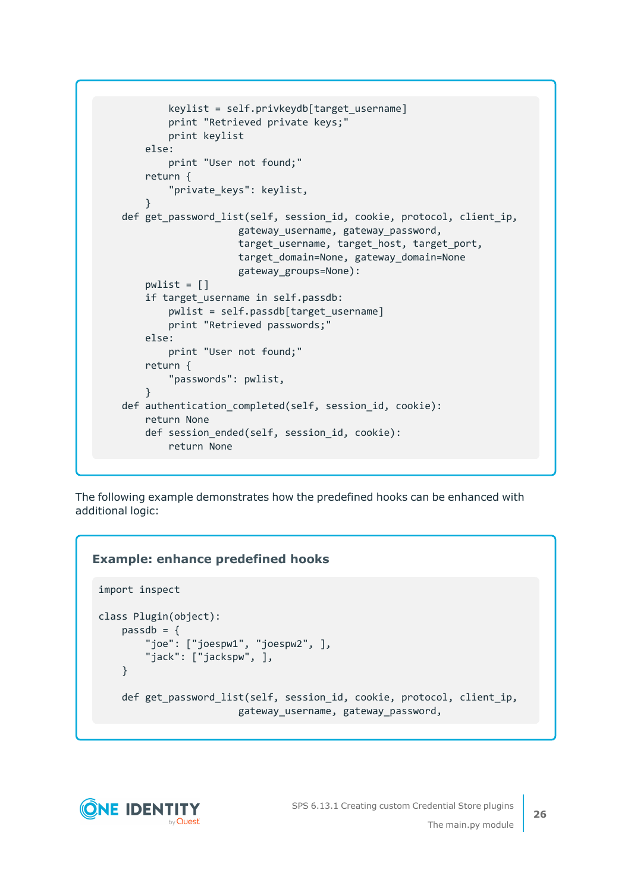```
            keylist = self.privkeydb[target_username]
            print "Retrieved private keys;"
            print keylist
        else:
            print "User not found;"
        return {
            "private_keys": keylist,
        }
    def get_password_list(self, session_id, cookie, protocol, client_ip,
                          gateway_username, gateway_password,
                          target_username, target_host, target_port,
                          target_domain=None, gateway_domain=None
                          gateway_groups=None):
        pwlist = []
        if target_username in self.passdb:
            pwlist = self.passdb[target_username]
            print "Retrieved passwords;"
        else:
            print "User not found;"
        return {
            "passwords": pwlist,
        }
    def authentication_completed(self, session_id, cookie):
        return None
        def session_ended(self, session_id, cookie):
            return None
```

The following example demonstrates how the predefined hooks can be enhanced with additional logic:

**Example: enhance predefined hooks**

```
import inspect

class Plugin(object):
    passdb = {
        "joe": ["joespw1", "joespw2", ],
        "jack": ["jackspw", ],
    }

    def get_password_list(self, session_id, cookie, protocol, client_ip,
                          gateway_username, gateway_password,
```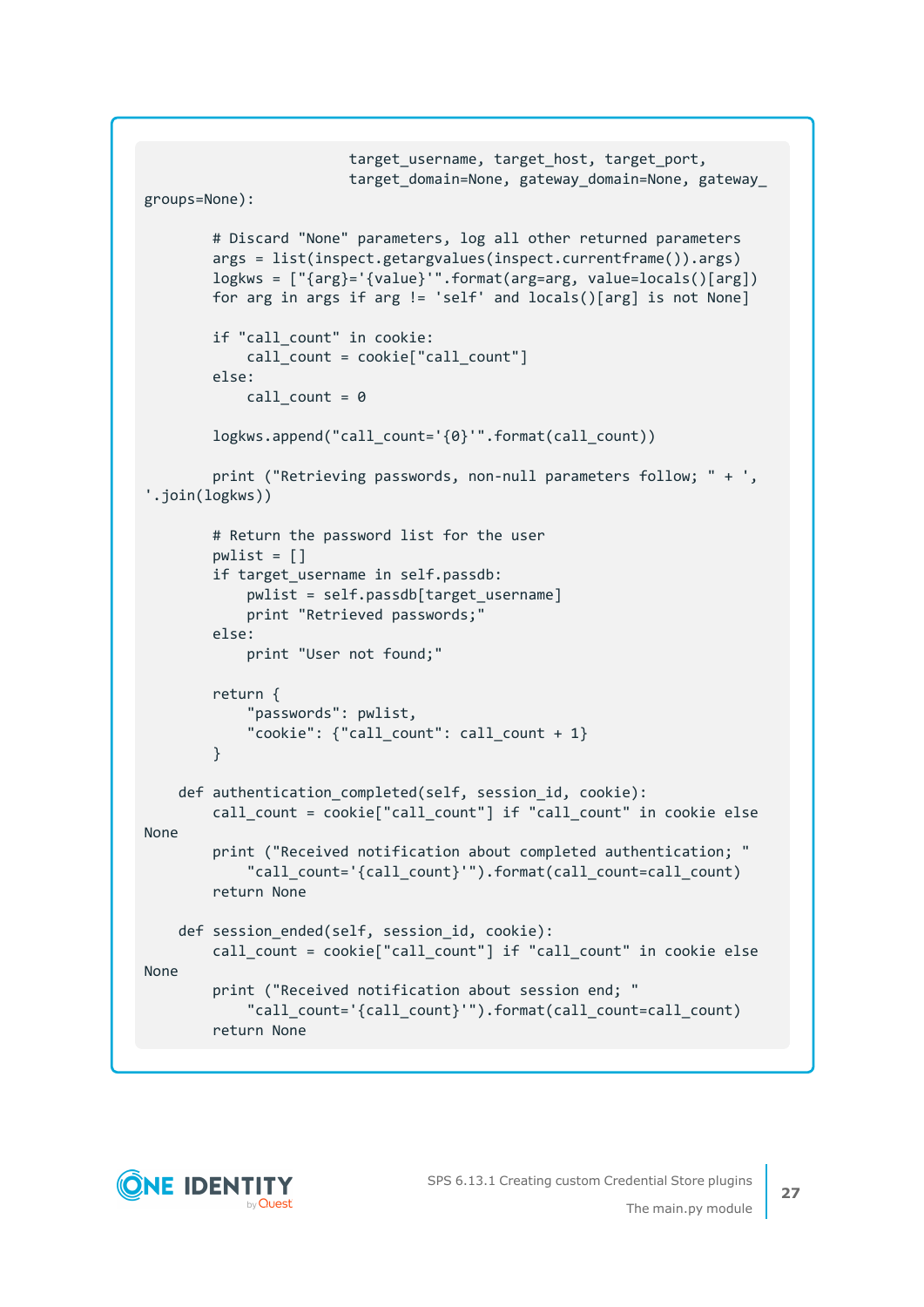```
                        target_username, target_host, target_port,
                        target_domain=None, gateway_domain=None, gateway_
groups=None):

        # Discard "None" parameters, log all other returned parameters
        args = list(inspect.getargvalues(inspect.currentframe()).args)
        logkws = ["{arg}='{value}'".format(arg=arg, value=locals()[arg])
        for arg in args if arg != 'self' and locals()[arg] is not None]

        if "call_count" in cookie:
            call_count = cookie["call_count"]
        else:
            call_count = 0

        logkws.append("call_count='{0}'".format(call_count))

        print ("Retrieving passwords, non-null parameters follow; " + ',
'.join(logkws))

        # Return the password list for the user
        pwlist = []
        if target_username in self.passdb:
            pwlist = self.passdb[target_username]
            print "Retrieved passwords;"
        else:
            print "User not found;"

        return {
            "passwords": pwlist,
            "cookie": {"call_count": call_count + 1}
        }

    def authentication_completed(self, session_id, cookie):
        call_count = cookie["call_count"] if "call_count" in cookie else
None
        print ("Received notification about completed authentication; "
            "call_count='{call_count}'").format(call_count=call_count)
        return None

    def session_ended(self, session_id, cookie):
        call_count = cookie["call_count"] if "call_count" in cookie else
None
        print ("Received notification about session end; "
            "call_count='{call_count}'").format(call_count=call_count)
        return None
```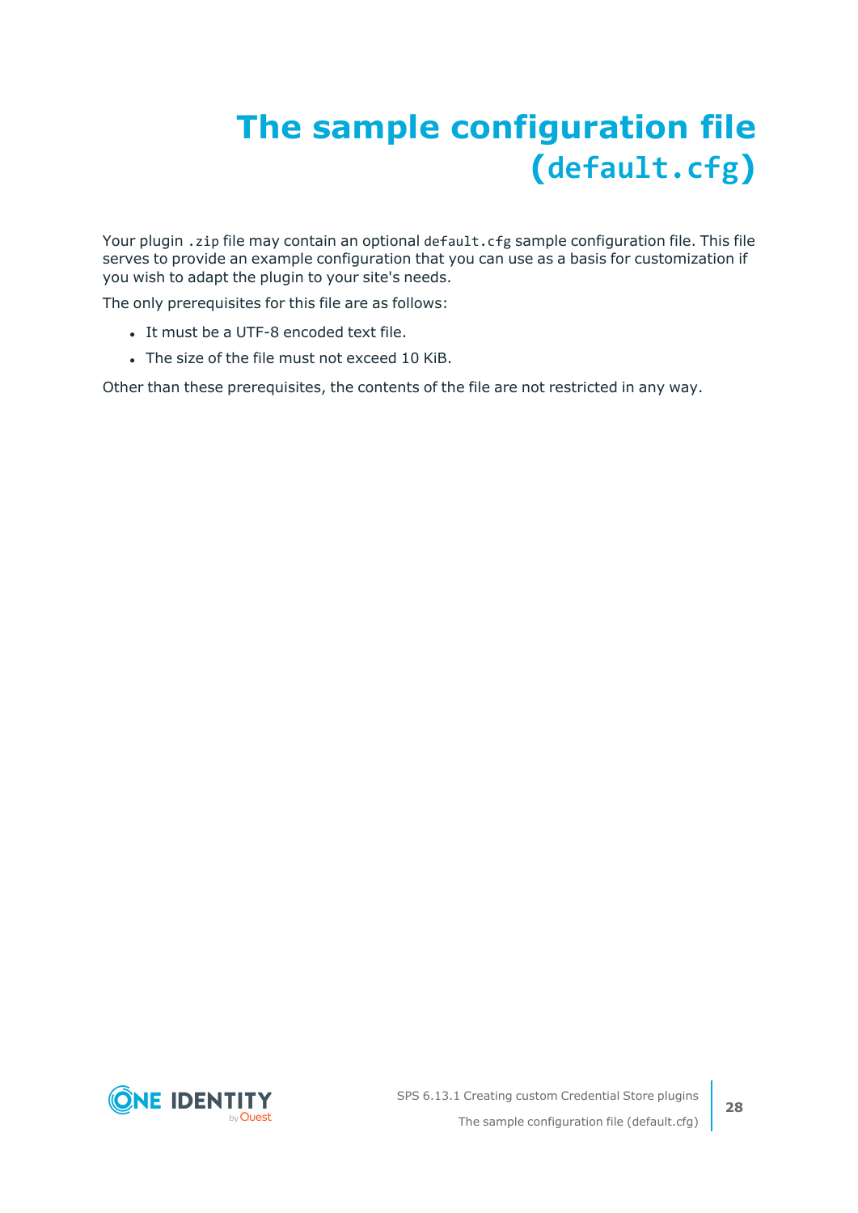# The sample configuration file (`default.cfg`)

Your plugin `.zip` file may contain an optional `default.cfg` sample configuration file. This file serves to provide an example configuration that you can use as a basis for customization if you wish to adapt the plugin to your site's needs.

The only prerequisites for this file are as follows:

- It must be a UTF-8 encoded text file.
- The size of the file must not exceed 10 KiB.

Other than these prerequisites, the contents of the file are not restricted in any way.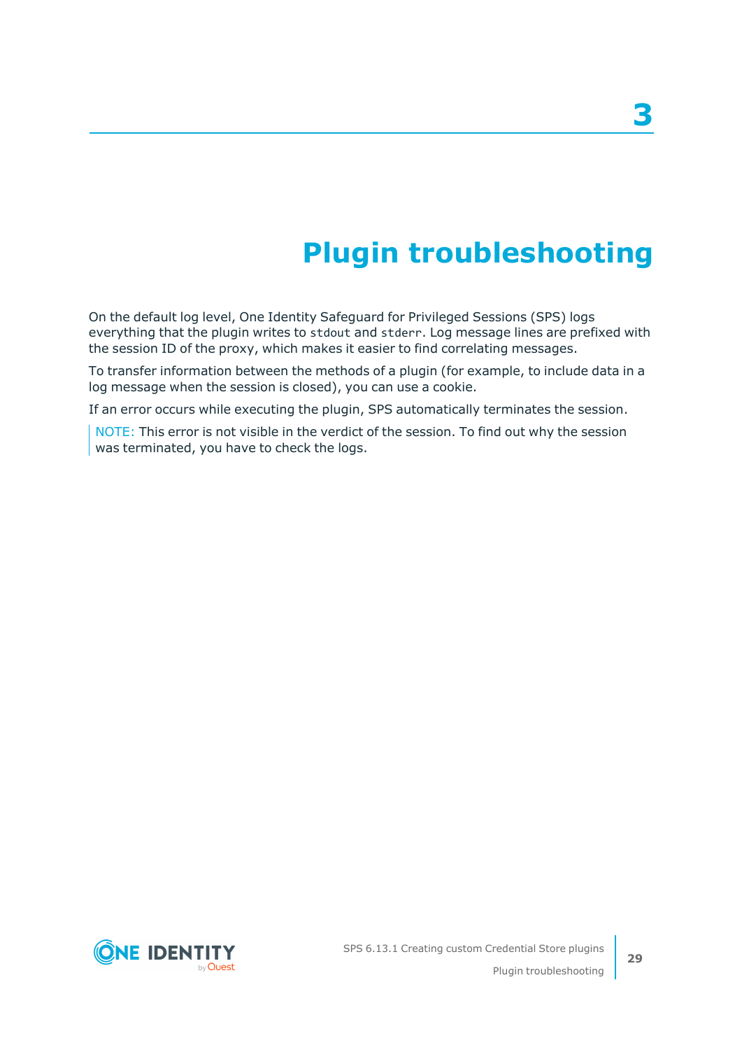# 3 Plugin troubleshooting

On the default log level, One Identity Safeguard for Privileged Sessions (SPS) logs everything that the plugin writes to `stdout` and `stderr`. Log message lines are prefixed with the session ID of the proxy, which makes it easier to find correlating messages.

To transfer information between the methods of a plugin (for example, to include data in a log message when the session is closed), you can use a cookie.

If an error occurs while executing the plugin, SPS automatically terminates the session.

> NOTE: This error is not visible in the verdict of the session. To find out why the session was terminated, you have to check the logs.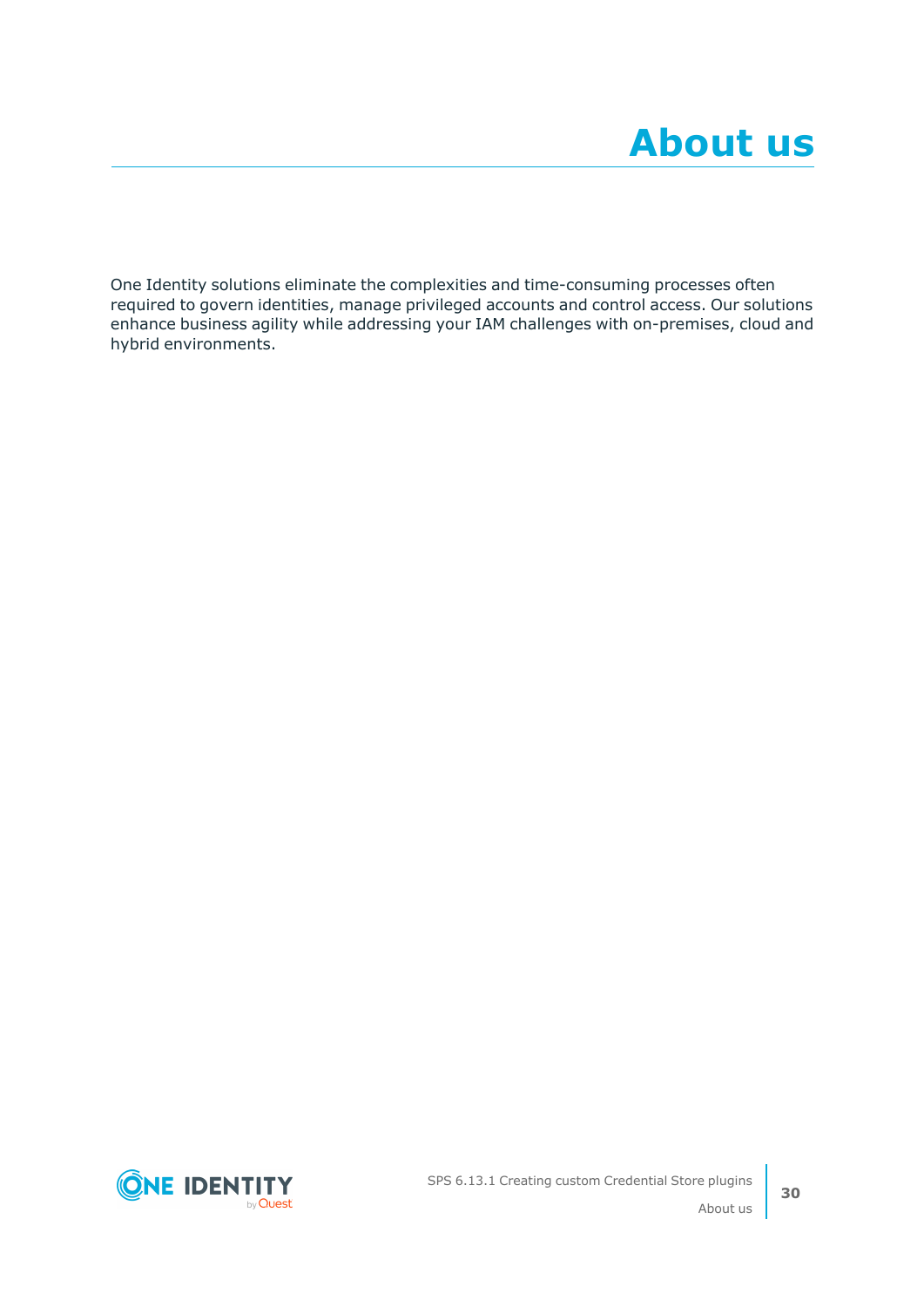# About us

One Identity solutions eliminate the complexities and time-consuming processes often required to govern identities, manage privileged accounts and control access. Our solutions enhance business agility while addressing your IAM challenges with on-premises, cloud and hybrid environments.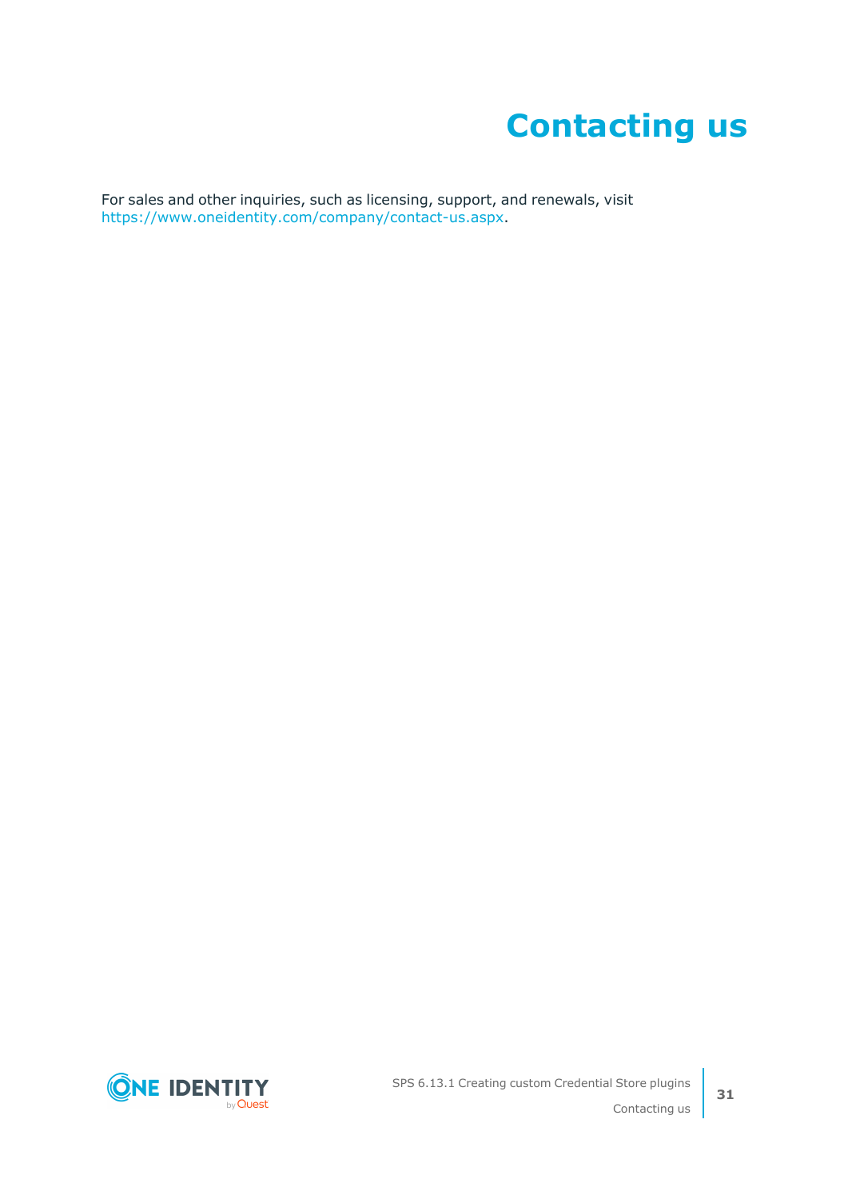# Contacting us

For sales and other inquiries, such as licensing, support, and renewals, visit https://www.oneidentity.com/company/contact-us.aspx.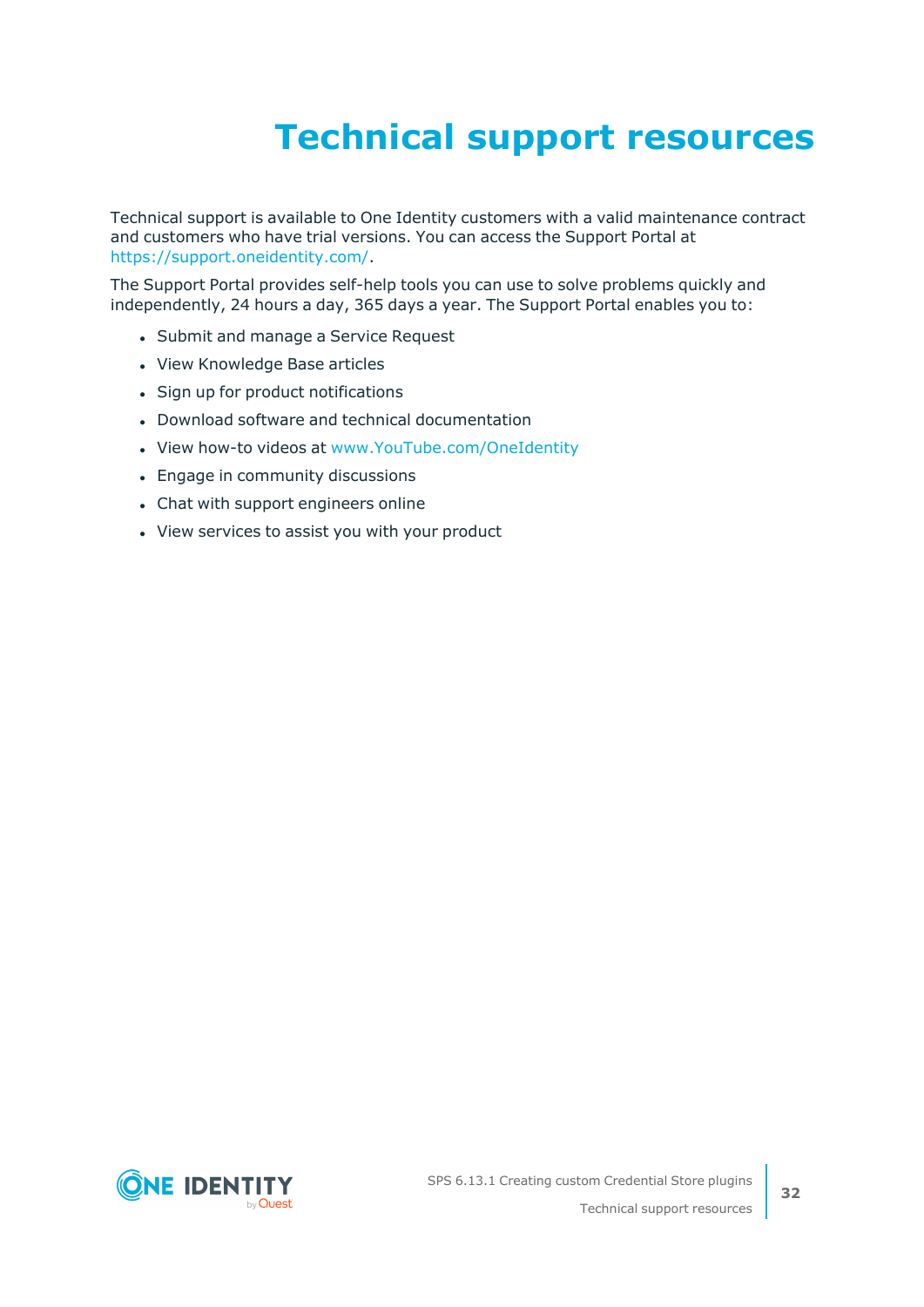# Technical support resources

Technical support is available to One Identity customers with a valid maintenance contract and customers who have trial versions. You can access the Support Portal at https://support.oneidentity.com/.

The Support Portal provides self-help tools you can use to solve problems quickly and independently, 24 hours a day, 365 days a year. The Support Portal enables you to:

- Submit and manage a Service Request
- View Knowledge Base articles
- Sign up for product notifications
- Download software and technical documentation
- View how-to videos at www.YouTube.com/OneIdentity
- Engage in community discussions
- Chat with support engineers online
- View services to assist you with your product